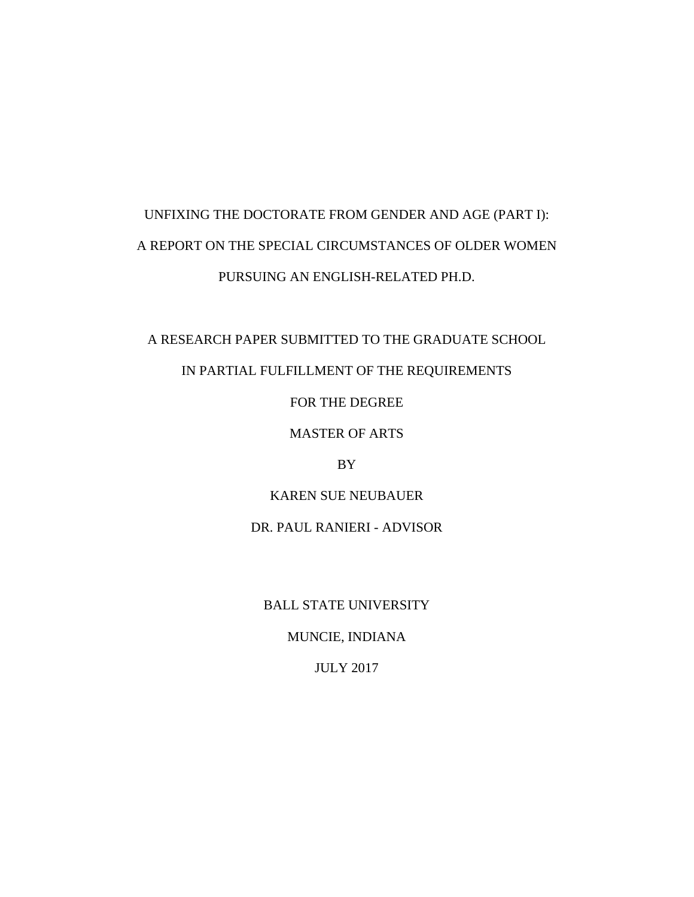# UNFIXING THE DOCTORATE FROM GENDER AND AGE (PART I): A REPORT ON THE SPECIAL CIRCUMSTANCES OF OLDER WOMEN PURSUING AN ENGLISH-RELATED PH.D.

A RESEARCH PAPER SUBMITTED TO THE GRADUATE SCHOOL

IN PARTIAL FULFILLMENT OF THE REQUIREMENTS

FOR THE DEGREE

MASTER OF ARTS

BY

KAREN SUE NEUBAUER

DR. PAUL RANIERI - ADVISOR

BALL STATE UNIVERSITY

MUNCIE, INDIANA

JULY 2017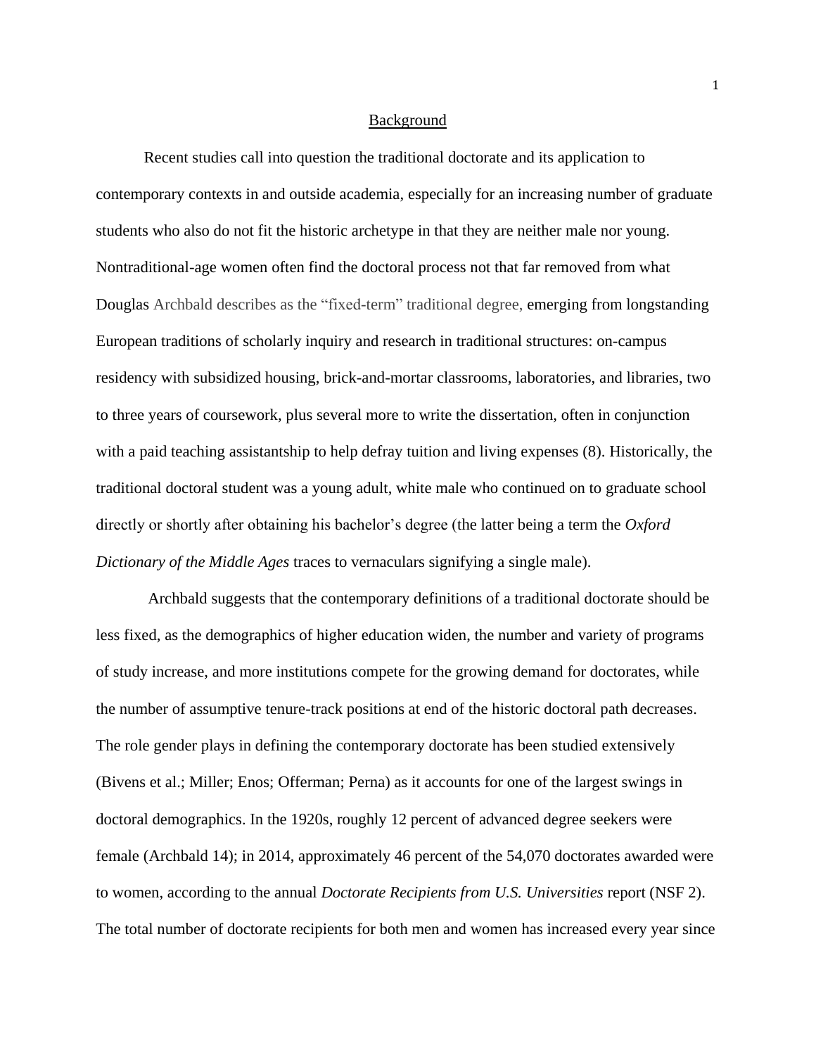## Background

Recent studies call into question the traditional doctorate and its application to contemporary contexts in and outside academia, especially for an increasing number of graduate students who also do not fit the historic archetype in that they are neither male nor young. Nontraditional-age women often find the doctoral process not that far removed from what Douglas Archbald describes as the "fixed-term" traditional degree, emerging from longstanding European traditions of scholarly inquiry and research in traditional structures: on-campus residency with subsidized housing, brick-and-mortar classrooms, laboratories, and libraries, two to three years of coursework, plus several more to write the dissertation, often in conjunction with a paid teaching assistantship to help defray tuition and living expenses (8). Historically, the traditional doctoral student was a young adult, white male who continued on to graduate school directly or shortly after obtaining his bachelor's degree (the latter being a term the *Oxford Dictionary of the Middle Ages* traces to vernaculars signifying a single male).

Archbald suggests that the contemporary definitions of a traditional doctorate should be less fixed, as the demographics of higher education widen, the number and variety of programs of study increase, and more institutions compete for the growing demand for doctorates, while the number of assumptive tenure-track positions at end of the historic doctoral path decreases. The role gender plays in defining the contemporary doctorate has been studied extensively (Bivens et al.; Miller; Enos; Offerman; Perna) as it accounts for one of the largest swings in doctoral demographics. In the 1920s, roughly 12 percent of advanced degree seekers were female (Archbald 14); in 2014, approximately 46 percent of the 54,070 doctorates awarded were to women, according to the annual *Doctorate Recipients from U.S. Universities* report (NSF 2). The total number of doctorate recipients for both men and women has increased every year since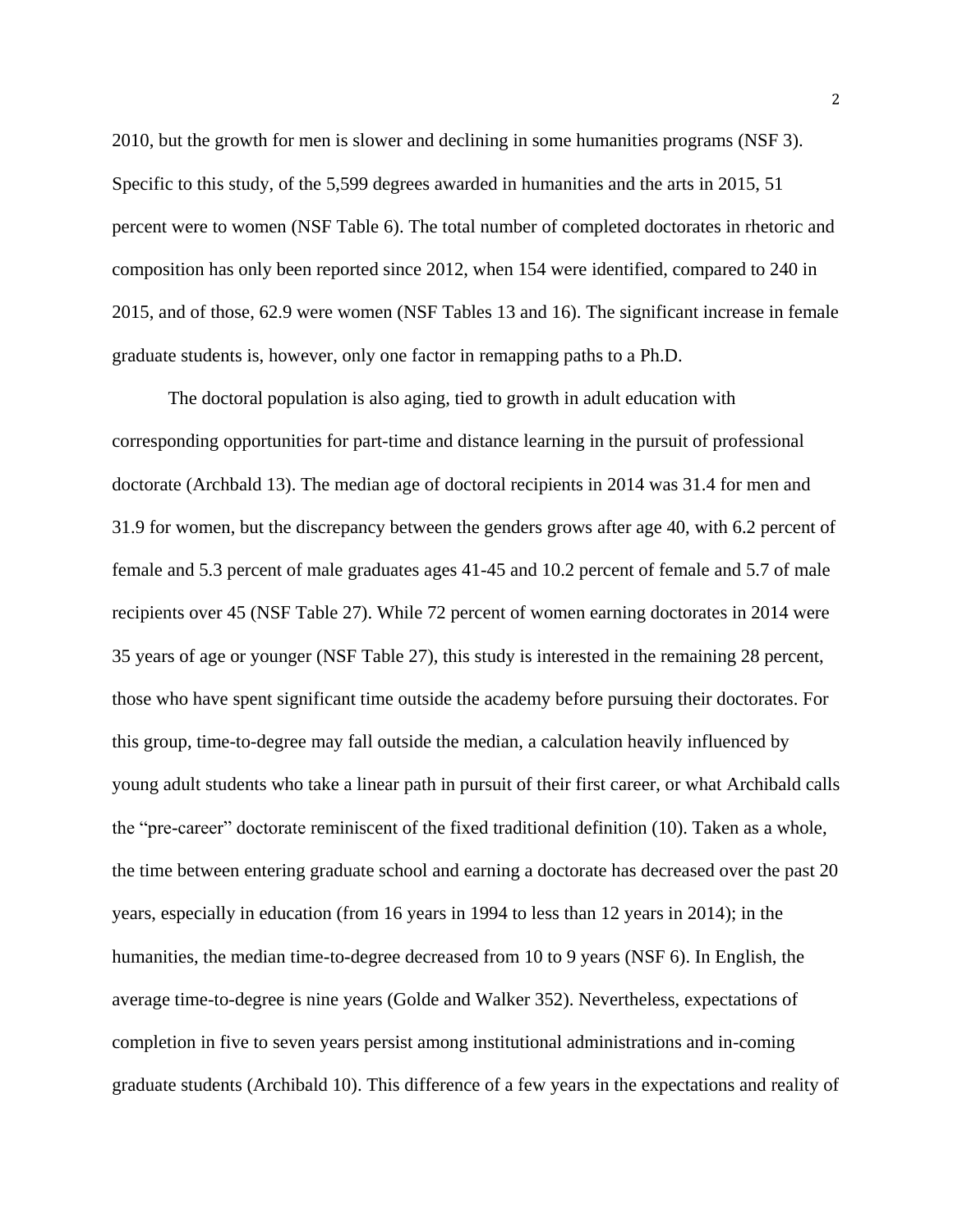2010, but the growth for men is slower and declining in some humanities programs (NSF 3). Specific to this study, of the 5,599 degrees awarded in humanities and the arts in 2015, 51 percent were to women (NSF Table 6). The total number of completed doctorates in rhetoric and composition has only been reported since 2012, when 154 were identified, compared to 240 in 2015, and of those, 62.9 were women (NSF Tables 13 and 16). The significant increase in female graduate students is, however, only one factor in remapping paths to a Ph.D.

The doctoral population is also aging, tied to growth in adult education with corresponding opportunities for part-time and distance learning in the pursuit of professional doctorate (Archbald 13). The median age of doctoral recipients in 2014 was 31.4 for men and 31.9 for women, but the discrepancy between the genders grows after age 40, with 6.2 percent of female and 5.3 percent of male graduates ages 41-45 and 10.2 percent of female and 5.7 of male recipients over 45 (NSF Table 27). While 72 percent of women earning doctorates in 2014 were 35 years of age or younger (NSF Table 27), this study is interested in the remaining 28 percent, those who have spent significant time outside the academy before pursuing their doctorates. For this group, time-to-degree may fall outside the median, a calculation heavily influenced by young adult students who take a linear path in pursuit of their first career, or what Archibald calls the "pre-career" doctorate reminiscent of the fixed traditional definition (10). Taken as a whole, the time between entering graduate school and earning a doctorate has decreased over the past 20 years, especially in education (from 16 years in 1994 to less than 12 years in 2014); in the humanities, the median time-to-degree decreased from 10 to 9 years (NSF 6). In English, the average time-to-degree is nine years (Golde and Walker 352). Nevertheless, expectations of completion in five to seven years persist among institutional administrations and in-coming graduate students (Archibald 10). This difference of a few years in the expectations and reality of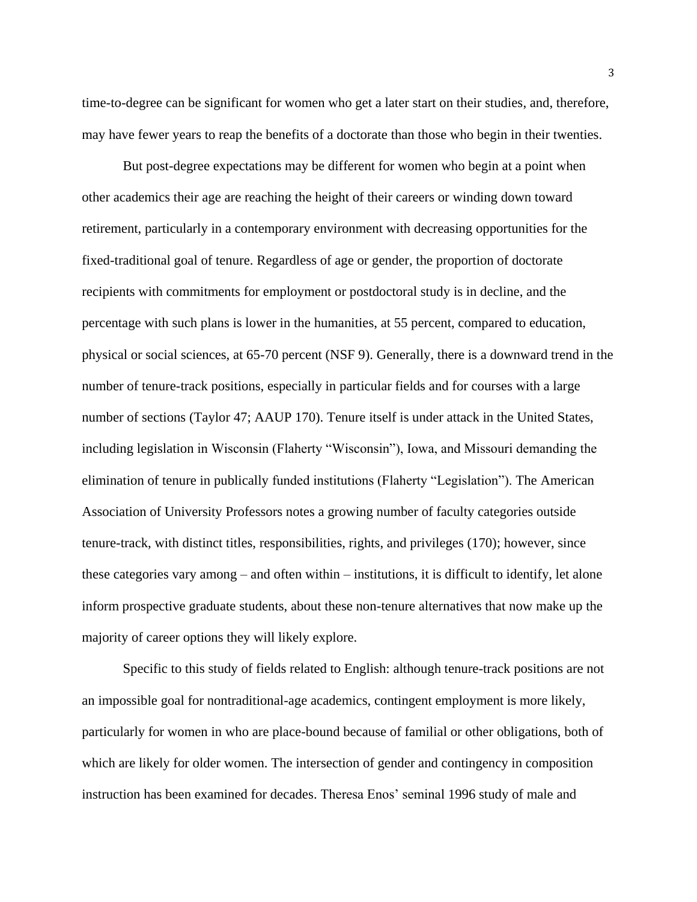time-to-degree can be significant for women who get a later start on their studies, and, therefore, may have fewer years to reap the benefits of a doctorate than those who begin in their twenties.

But post-degree expectations may be different for women who begin at a point when other academics their age are reaching the height of their careers or winding down toward retirement, particularly in a contemporary environment with decreasing opportunities for the fixed-traditional goal of tenure. Regardless of age or gender, the proportion of doctorate recipients with commitments for employment or postdoctoral study is in decline, and the percentage with such plans is lower in the humanities, at 55 percent, compared to education, physical or social sciences, at 65-70 percent (NSF 9). Generally, there is a downward trend in the number of tenure-track positions, especially in particular fields and for courses with a large number of sections (Taylor 47; AAUP 170). Tenure itself is under attack in the United States, including legislation in Wisconsin (Flaherty "Wisconsin"), Iowa, and Missouri demanding the elimination of tenure in publically funded institutions (Flaherty "Legislation"). The American Association of University Professors notes a growing number of faculty categories outside tenure-track, with distinct titles, responsibilities, rights, and privileges (170); however, since these categories vary among – and often within – institutions, it is difficult to identify, let alone inform prospective graduate students, about these non-tenure alternatives that now make up the majority of career options they will likely explore.

Specific to this study of fields related to English: although tenure-track positions are not an impossible goal for nontraditional-age academics, contingent employment is more likely, particularly for women in who are place-bound because of familial or other obligations, both of which are likely for older women. The intersection of gender and contingency in composition instruction has been examined for decades. Theresa Enos' seminal 1996 study of male and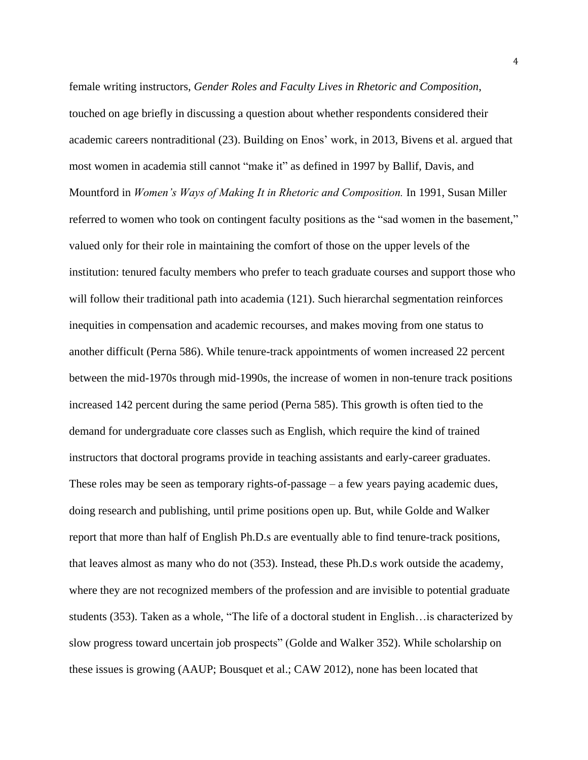female writing instructors, *Gender Roles and Faculty Lives in Rhetoric and Composition*, touched on age briefly in discussing a question about whether respondents considered their academic careers nontraditional (23). Building on Enos' work, in 2013, Bivens et al. argued that most women in academia still cannot "make it" as defined in 1997 by Ballif, Davis, and Mountford in *Women's Ways of Making It in Rhetoric and Composition.* In 1991, Susan Miller referred to women who took on contingent faculty positions as the "sad women in the basement," valued only for their role in maintaining the comfort of those on the upper levels of the institution: tenured faculty members who prefer to teach graduate courses and support those who will follow their traditional path into academia (121). Such hierarchal segmentation reinforces inequities in compensation and academic recourses, and makes moving from one status to another difficult (Perna 586). While tenure-track appointments of women increased 22 percent between the mid-1970s through mid-1990s, the increase of women in non-tenure track positions increased 142 percent during the same period (Perna 585). This growth is often tied to the demand for undergraduate core classes such as English, which require the kind of trained instructors that doctoral programs provide in teaching assistants and early-career graduates. These roles may be seen as temporary rights-of-passage – a few years paying academic dues, doing research and publishing, until prime positions open up. But, while Golde and Walker report that more than half of English Ph.D.s are eventually able to find tenure-track positions, that leaves almost as many who do not (353). Instead, these Ph.D.s work outside the academy, where they are not recognized members of the profession and are invisible to potential graduate students (353). Taken as a whole, "The life of a doctoral student in English…is characterized by slow progress toward uncertain job prospects" (Golde and Walker 352). While scholarship on these issues is growing (AAUP; Bousquet et al.; CAW 2012), none has been located that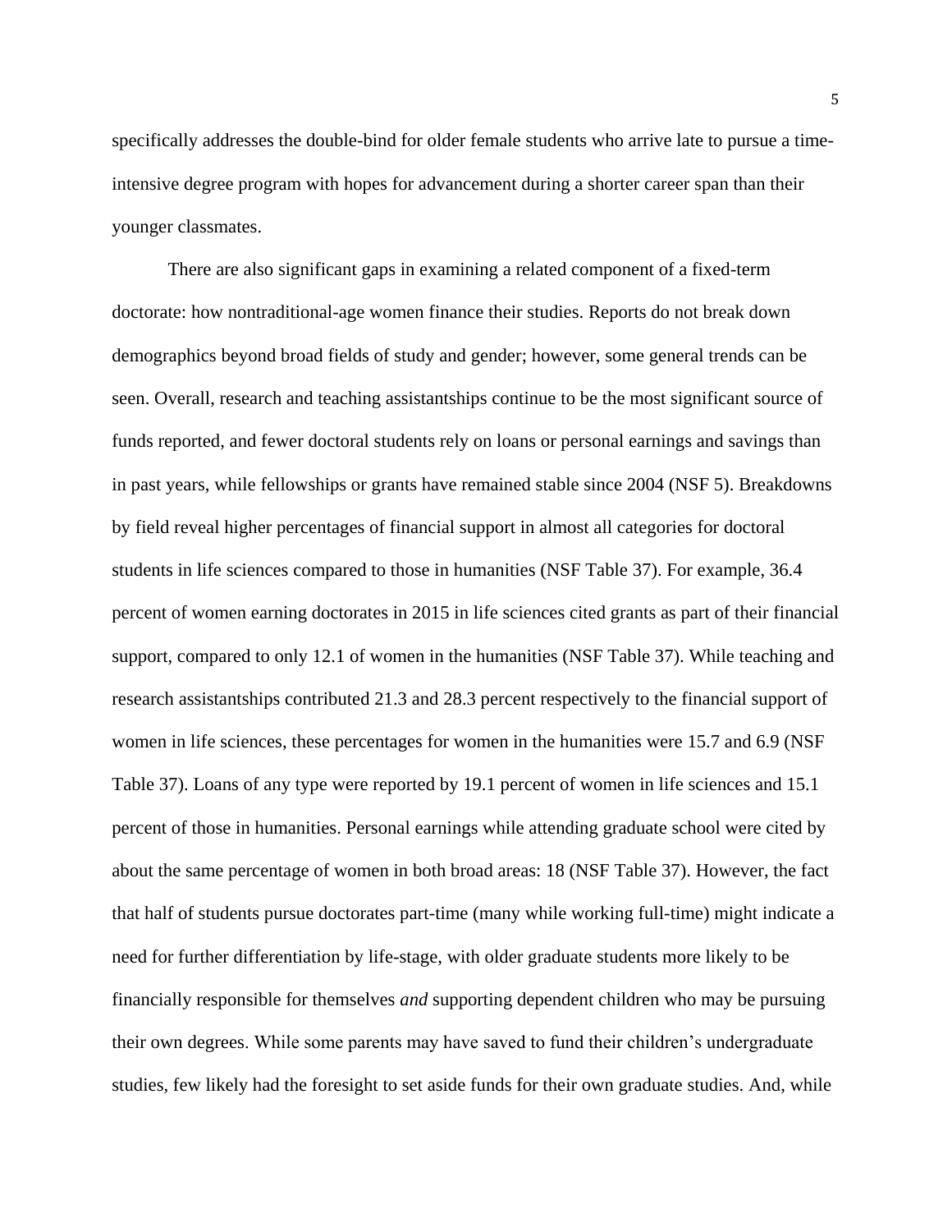specifically addresses the double-bind for older female students who arrive late to pursue a time-intensive degree program with hopes for advancement during a shorter career span than their younger classmates.

There are also significant gaps in examining a related component of a fixed-term doctorate: how nontraditional-age women finance their studies. Reports do not break down demographics beyond broad fields of study and gender; however, some general trends can be seen. Overall, research and teaching assistantships continue to be the most significant source of funds reported, and fewer doctoral students rely on loans or personal earnings and savings than in past years, while fellowships or grants have remained stable since 2004 (NSF 5). Breakdowns by field reveal higher percentages of financial support in almost all categories for doctoral students in life sciences compared to those in humanities (NSF Table 37). For example, 36.4 percent of women earning doctorates in 2015 in life sciences cited grants as part of their financial support, compared to only 12.1 of women in the humanities (NSF Table 37). While teaching and research assistantships contributed 21.3 and 28.3 percent respectively to the financial support of women in life sciences, these percentages for women in the humanities were 15.7 and 6.9 (NSF Table 37). Loans of any type were reported by 19.1 percent of women in life sciences and 15.1 percent of those in humanities. Personal earnings while attending graduate school were cited by about the same percentage of women in both broad areas: 18 (NSF Table 37). However, the fact that half of students pursue doctorates part-time (many while working full-time) might indicate a need for further differentiation by life-stage, with older graduate students more likely to be financially responsible for themselves *and* supporting dependent children who may be pursuing their own degrees. While some parents may have saved to fund their children's undergraduate studies, few likely had the foresight to set aside funds for their own graduate studies. And, while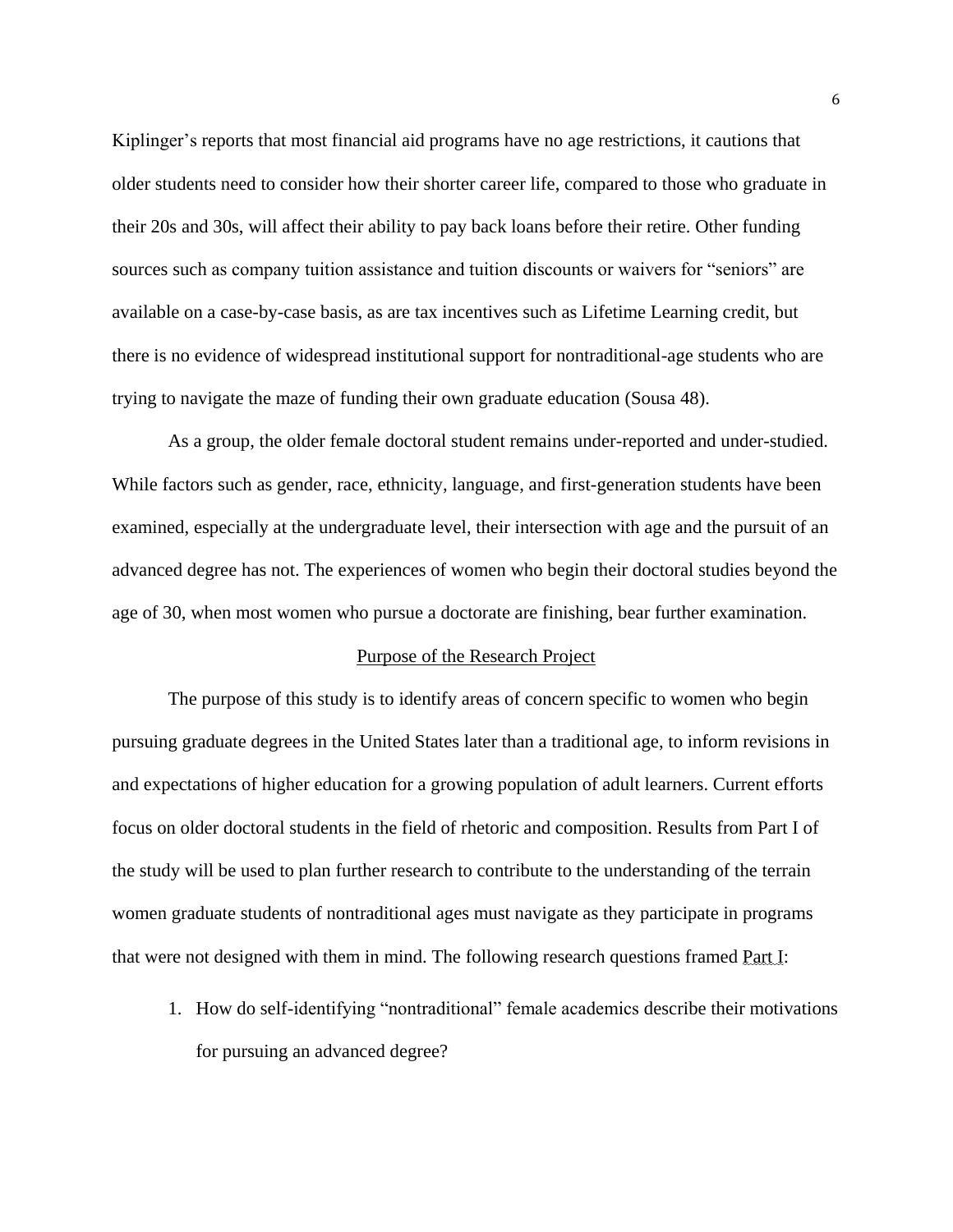Kiplinger's reports that most financial aid programs have no age restrictions, it cautions that older students need to consider how their shorter career life, compared to those who graduate in their 20s and 30s, will affect their ability to pay back loans before their retire. Other funding sources such as company tuition assistance and tuition discounts or waivers for "seniors" are available on a case-by-case basis, as are tax incentives such as Lifetime Learning credit, but there is no evidence of widespread institutional support for nontraditional-age students who are trying to navigate the maze of funding their own graduate education (Sousa 48).

As a group, the older female doctoral student remains under-reported and under-studied. While factors such as gender, race, ethnicity, language, and first-generation students have been examined, especially at the undergraduate level, their intersection with age and the pursuit of an advanced degree has not. The experiences of women who begin their doctoral studies beyond the age of 30, when most women who pursue a doctorate are finishing, bear further examination.

## Purpose of the Research Project

The purpose of this study is to identify areas of concern specific to women who begin pursuing graduate degrees in the United States later than a traditional age, to inform revisions in and expectations of higher education for a growing population of adult learners. Current efforts focus on older doctoral students in the field of rhetoric and composition. Results from Part I of the study will be used to plan further research to contribute to the understanding of the terrain women graduate students of nontraditional ages must navigate as they participate in programs that were not designed with them in mind. The following research questions framed Part I:

1. How do self-identifying "nontraditional" female academics describe their motivations for pursuing an advanced degree?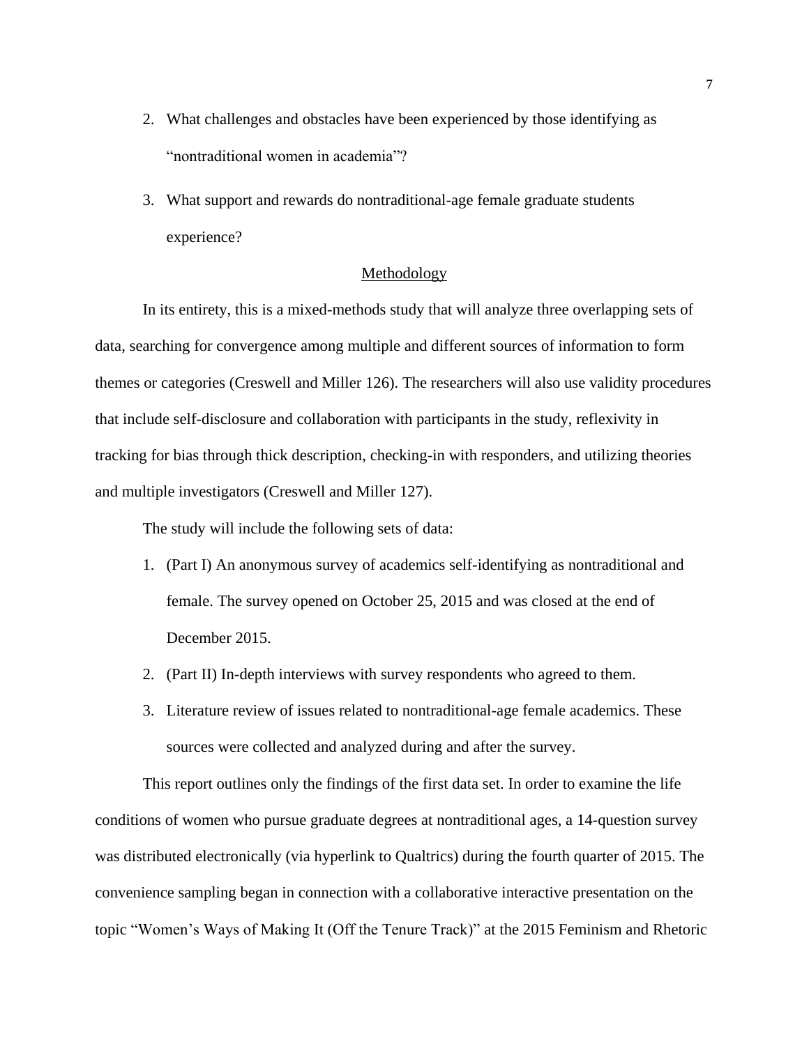2. What challenges and obstacles have been experienced by those identifying as "nontraditional women in academia"?
3. What support and rewards do nontraditional-age female graduate students experience?

## Methodology

In its entirety, this is a mixed-methods study that will analyze three overlapping sets of data, searching for convergence among multiple and different sources of information to form themes or categories (Creswell and Miller 126). The researchers will also use validity procedures that include self-disclosure and collaboration with participants in the study, reflexivity in tracking for bias through thick description, checking-in with responders, and utilizing theories and multiple investigators (Creswell and Miller 127).

The study will include the following sets of data:

1. (Part I) An anonymous survey of academics self-identifying as nontraditional and female. The survey opened on October 25, 2015 and was closed at the end of December 2015.
2. (Part II) In-depth interviews with survey respondents who agreed to them.
3. Literature review of issues related to nontraditional-age female academics. These sources were collected and analyzed during and after the survey.

This report outlines only the findings of the first data set. In order to examine the life conditions of women who pursue graduate degrees at nontraditional ages, a 14-question survey was distributed electronically (via hyperlink to Qualtrics) during the fourth quarter of 2015. The convenience sampling began in connection with a collaborative interactive presentation on the topic "Women's Ways of Making It (Off the Tenure Track)" at the 2015 Feminism and Rhetoric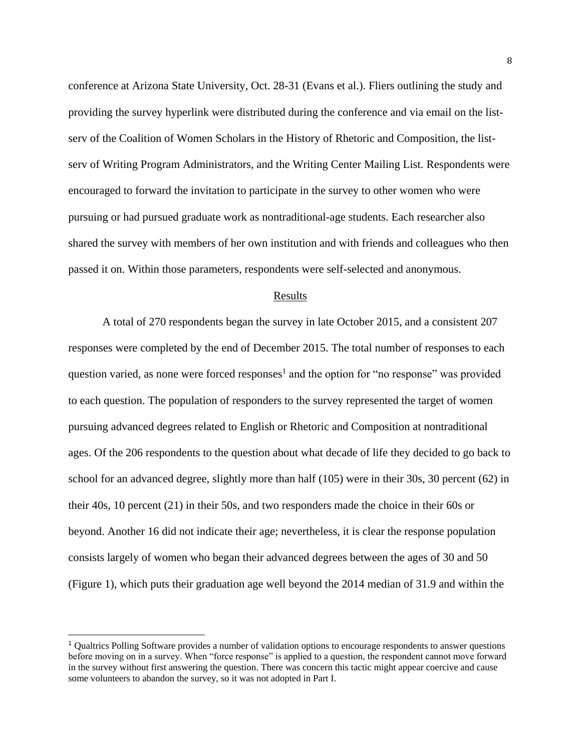conference at Arizona State University, Oct. 28-31 (Evans et al.). Fliers outlining the study and providing the survey hyperlink were distributed during the conference and via email on the list-serv of the Coalition of Women Scholars in the History of Rhetoric and Composition, the list-serv of Writing Program Administrators, and the Writing Center Mailing List. Respondents were encouraged to forward the invitation to participate in the survey to other women who were pursuing or had pursued graduate work as nontraditional-age students. Each researcher also shared the survey with members of her own institution and with friends and colleagues who then passed it on. Within those parameters, respondents were self-selected and anonymous.

## Results

A total of 270 respondents began the survey in late October 2015, and a consistent 207 responses were completed by the end of December 2015. The total number of responses to each question varied, as none were forced responses[1] and the option for "no response" was provided to each question. The population of responders to the survey represented the target of women pursuing advanced degrees related to English or Rhetoric and Composition at nontraditional ages. Of the 206 respondents to the question about what decade of life they decided to go back to school for an advanced degree, slightly more than half (105) were in their 30s, 30 percent (62) in their 40s, 10 percent (21) in their 50s, and two responders made the choice in their 60s or beyond. Another 16 did not indicate their age; nevertheless, it is clear the response population consists largely of women who began their advanced degrees between the ages of 30 and 50 (Figure 1), which puts their graduation age well beyond the 2014 median of 31.9 and within the

---

[1] Qualtrics Polling Software provides a number of validation options to encourage respondents to answer questions before moving on in a survey. When "force response" is applied to a question, the respondent cannot move forward in the survey without first answering the question. There was concern this tactic might appear coercive and cause some volunteers to abandon the survey, so it was not adopted in Part I.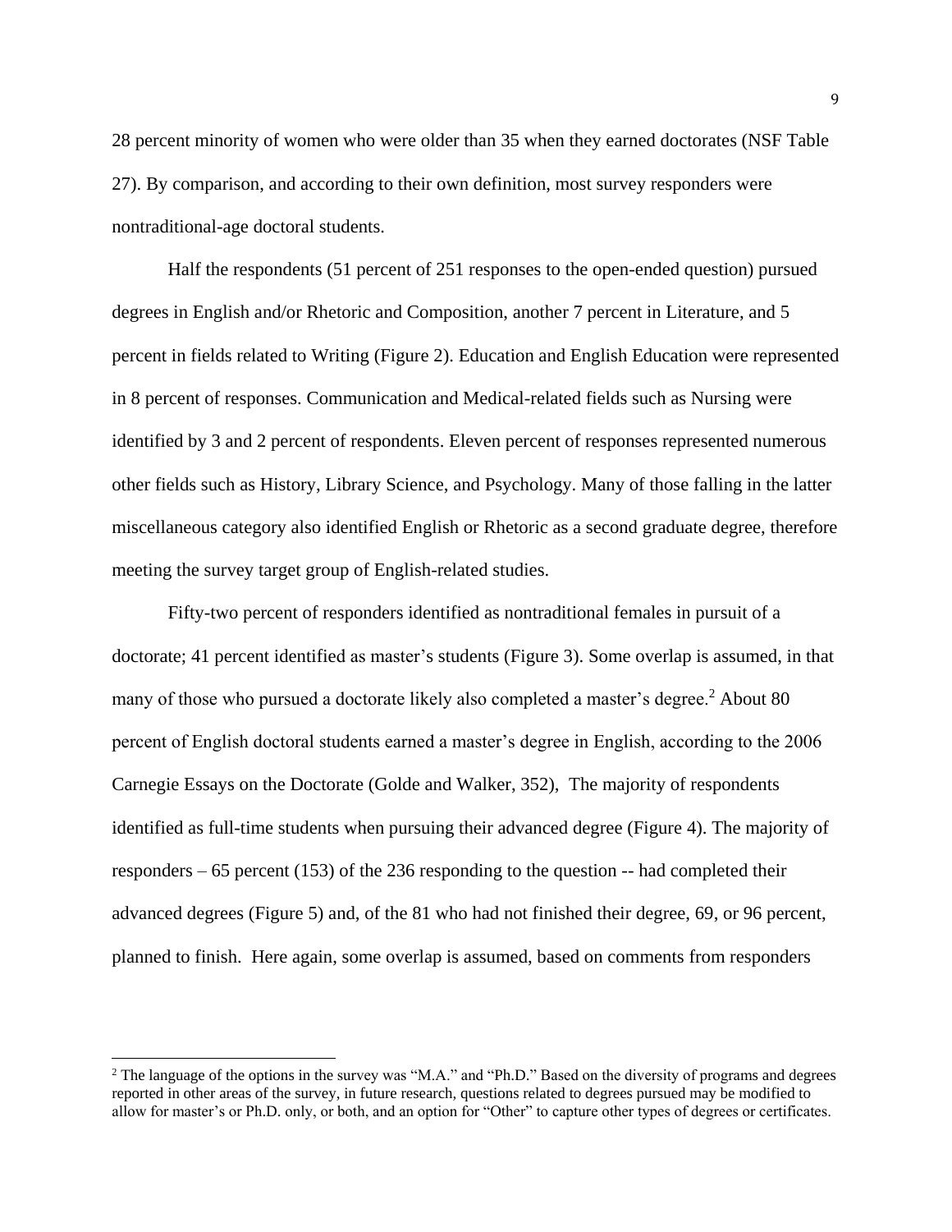28 percent minority of women who were older than 35 when they earned doctorates (NSF Table 27). By comparison, and according to their own definition, most survey responders were nontraditional-age doctoral students.

Half the respondents (51 percent of 251 responses to the open-ended question) pursued degrees in English and/or Rhetoric and Composition, another 7 percent in Literature, and 5 percent in fields related to Writing (Figure 2). Education and English Education were represented in 8 percent of responses. Communication and Medical-related fields such as Nursing were identified by 3 and 2 percent of respondents. Eleven percent of responses represented numerous other fields such as History, Library Science, and Psychology. Many of those falling in the latter miscellaneous category also identified English or Rhetoric as a second graduate degree, therefore meeting the survey target group of English-related studies.

Fifty-two percent of responders identified as nontraditional females in pursuit of a doctorate; 41 percent identified as master's students (Figure 3). Some overlap is assumed, in that many of those who pursued a doctorate likely also completed a master's degree.[2] About 80 percent of English doctoral students earned a master's degree in English, according to the 2006 Carnegie Essays on the Doctorate (Golde and Walker, 352), The majority of respondents identified as full-time students when pursuing their advanced degree (Figure 4). The majority of responders – 65 percent (153) of the 236 responding to the question -- had completed their advanced degrees (Figure 5) and, of the 81 who had not finished their degree, 69, or 96 percent, planned to finish. Here again, some overlap is assumed, based on comments from responders

[2] The language of the options in the survey was "M.A." and "Ph.D." Based on the diversity of programs and degrees reported in other areas of the survey, in future research, questions related to degrees pursued may be modified to allow for master's or Ph.D. only, or both, and an option for "Other" to capture other types of degrees or certificates.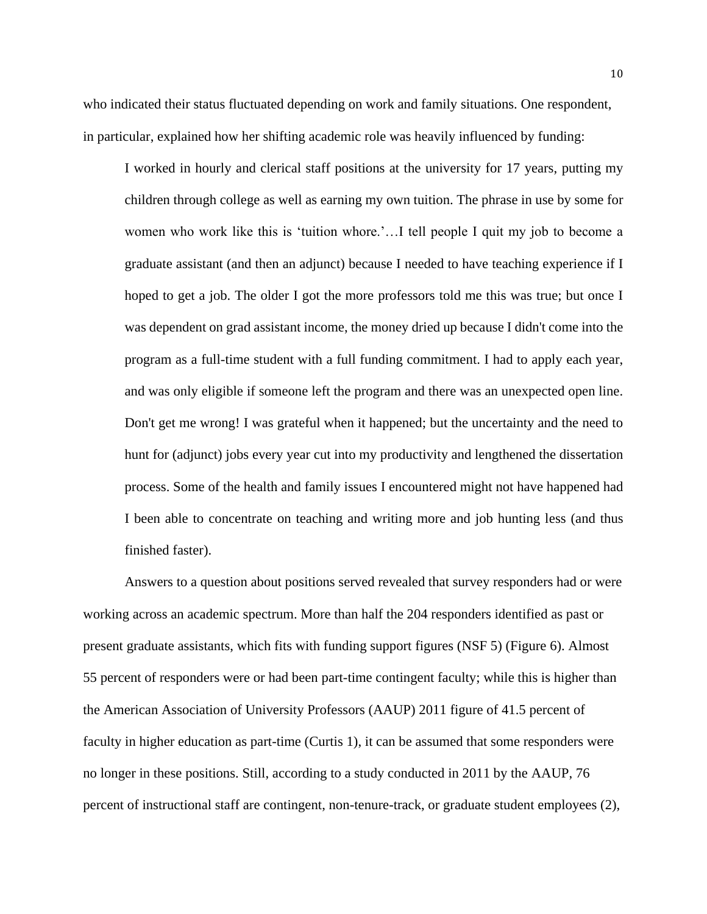who indicated their status fluctuated depending on work and family situations. One respondent, in particular, explained how her shifting academic role was heavily influenced by funding:

> I worked in hourly and clerical staff positions at the university for 17 years, putting my children through college as well as earning my own tuition. The phrase in use by some for women who work like this is 'tuition whore.'…I tell people I quit my job to become a graduate assistant (and then an adjunct) because I needed to have teaching experience if I hoped to get a job. The older I got the more professors told me this was true; but once I was dependent on grad assistant income, the money dried up because I didn't come into the program as a full-time student with a full funding commitment. I had to apply each year, and was only eligible if someone left the program and there was an unexpected open line. Don't get me wrong! I was grateful when it happened; but the uncertainty and the need to hunt for (adjunct) jobs every year cut into my productivity and lengthened the dissertation process. Some of the health and family issues I encountered might not have happened had I been able to concentrate on teaching and writing more and job hunting less (and thus finished faster).

Answers to a question about positions served revealed that survey responders had or were working across an academic spectrum. More than half the 204 responders identified as past or present graduate assistants, which fits with funding support figures (NSF 5) (Figure 6). Almost 55 percent of responders were or had been part-time contingent faculty; while this is higher than the American Association of University Professors (AAUP) 2011 figure of 41.5 percent of faculty in higher education as part-time (Curtis 1), it can be assumed that some responders were no longer in these positions. Still, according to a study conducted in 2011 by the AAUP, 76 percent of instructional staff are contingent, non-tenure-track, or graduate student employees (2),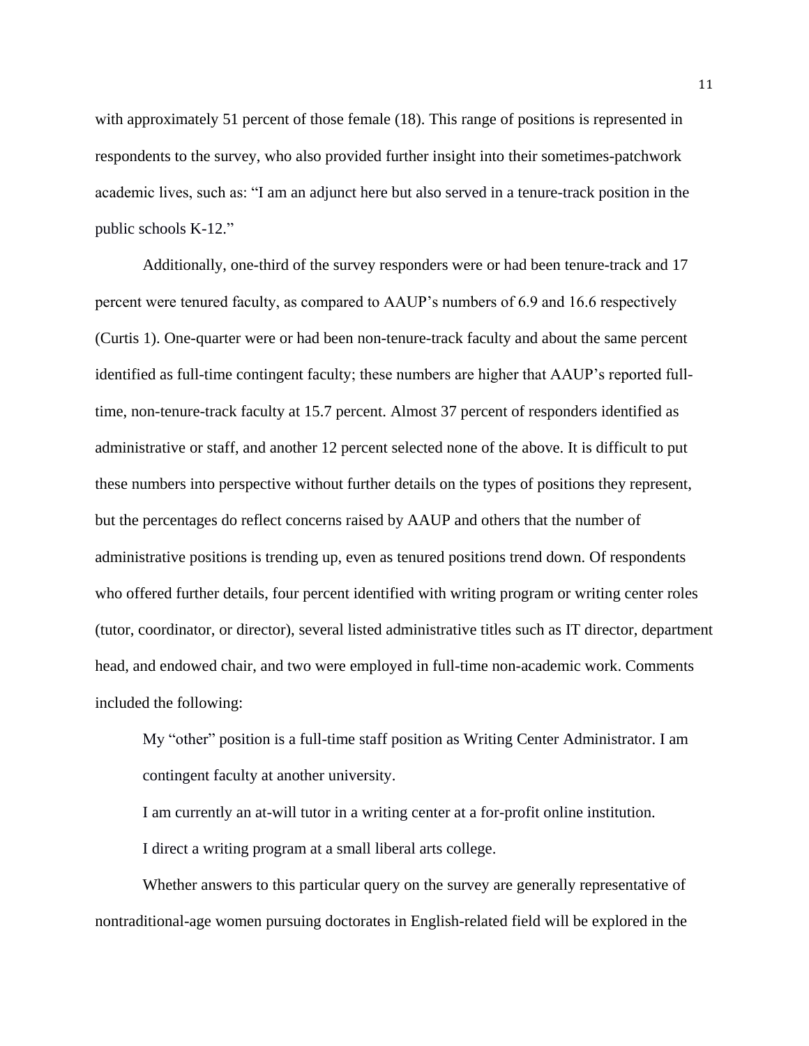with approximately 51 percent of those female (18). This range of positions is represented in respondents to the survey, who also provided further insight into their sometimes-patchwork academic lives, such as: "I am an adjunct here but also served in a tenure-track position in the public schools K-12."

Additionally, one-third of the survey responders were or had been tenure-track and 17 percent were tenured faculty, as compared to AAUP's numbers of 6.9 and 16.6 respectively (Curtis 1). One-quarter were or had been non-tenure-track faculty and about the same percent identified as full-time contingent faculty; these numbers are higher that AAUP's reported full-time, non-tenure-track faculty at 15.7 percent. Almost 37 percent of responders identified as administrative or staff, and another 12 percent selected none of the above. It is difficult to put these numbers into perspective without further details on the types of positions they represent, but the percentages do reflect concerns raised by AAUP and others that the number of administrative positions is trending up, even as tenured positions trend down. Of respondents who offered further details, four percent identified with writing program or writing center roles (tutor, coordinator, or director), several listed administrative titles such as IT director, department head, and endowed chair, and two were employed in full-time non-academic work. Comments included the following:

> My "other" position is a full-time staff position as Writing Center Administrator. I am contingent faculty at another university.
>
> I am currently an at-will tutor in a writing center at a for-profit online institution.
>
> I direct a writing program at a small liberal arts college.

Whether answers to this particular query on the survey are generally representative of nontraditional-age women pursuing doctorates in English-related field will be explored in the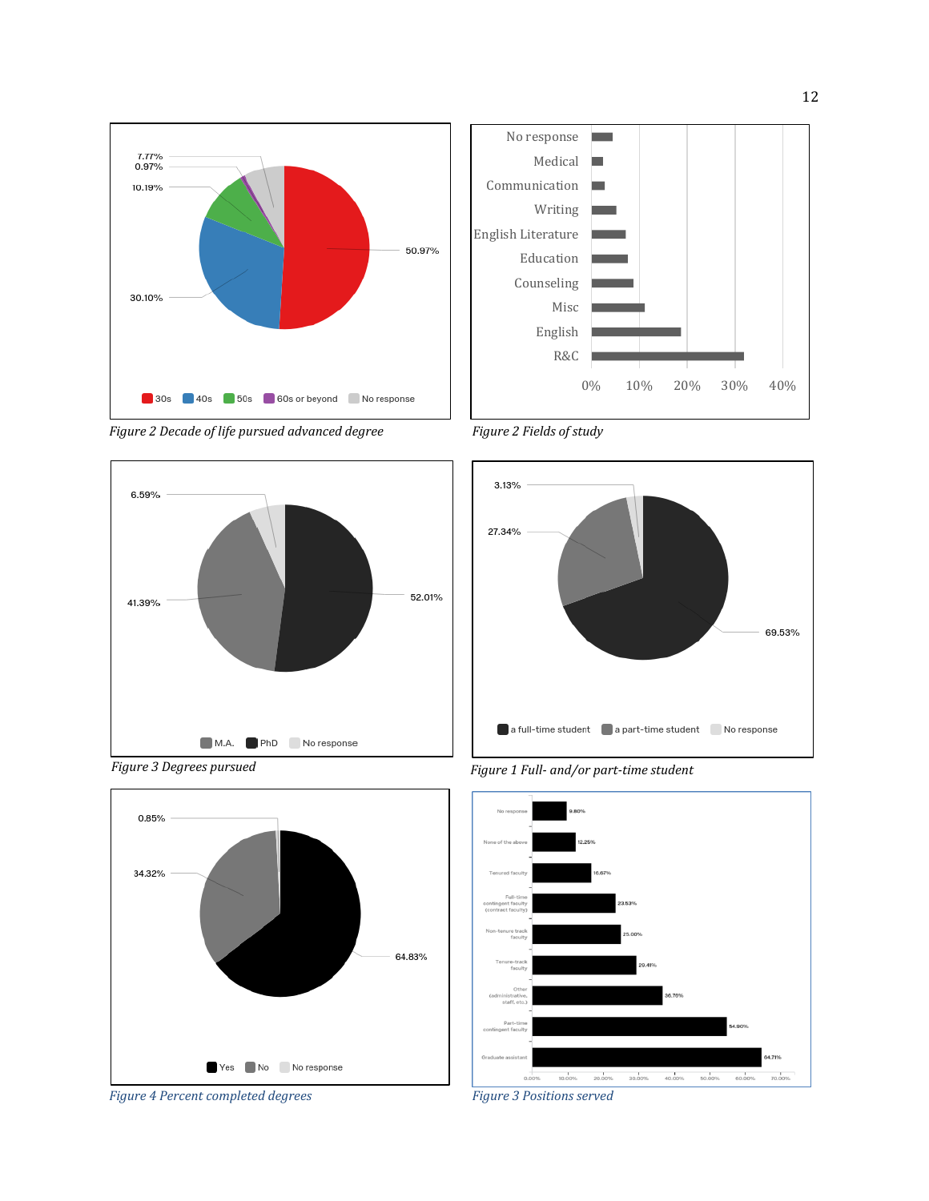Figure 2 Decade of life pursued advanced degree

Figure 2 Fields of study

Figure 3 Degrees pursued

Figure 1 Full- and/or part-time student

Figure 4 Percent completed degrees

Figure 3 Positions served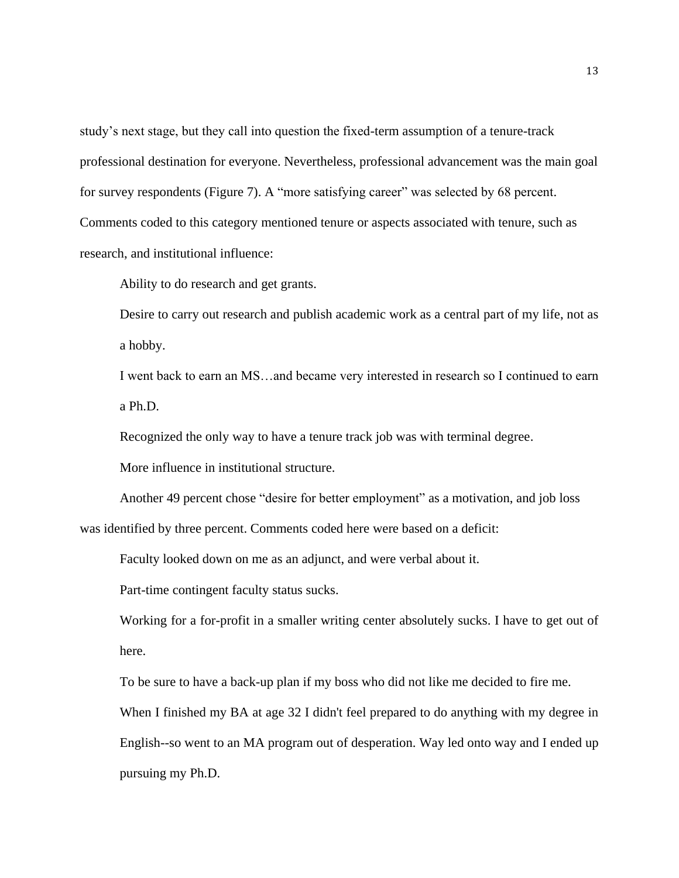study's next stage, but they call into question the fixed-term assumption of a tenure-track professional destination for everyone. Nevertheless, professional advancement was the main goal for survey respondents (Figure 7). A "more satisfying career" was selected by 68 percent. Comments coded to this category mentioned tenure or aspects associated with tenure, such as research, and institutional influence:

> Ability to do research and get grants.
>
> Desire to carry out research and publish academic work as a central part of my life, not as a hobby.
>
> I went back to earn an MS…and became very interested in research so I continued to earn a Ph.D.
>
> Recognized the only way to have a tenure track job was with terminal degree.
>
> More influence in institutional structure.

Another 49 percent chose "desire for better employment" as a motivation, and job loss was identified by three percent. Comments coded here were based on a deficit:

> Faculty looked down on me as an adjunct, and were verbal about it.
>
> Part-time contingent faculty status sucks.
>
> Working for a for-profit in a smaller writing center absolutely sucks. I have to get out of here.
>
> To be sure to have a back-up plan if my boss who did not like me decided to fire me.
>
> When I finished my BA at age 32 I didn't feel prepared to do anything with my degree in English--so went to an MA program out of desperation. Way led onto way and I ended up pursuing my Ph.D.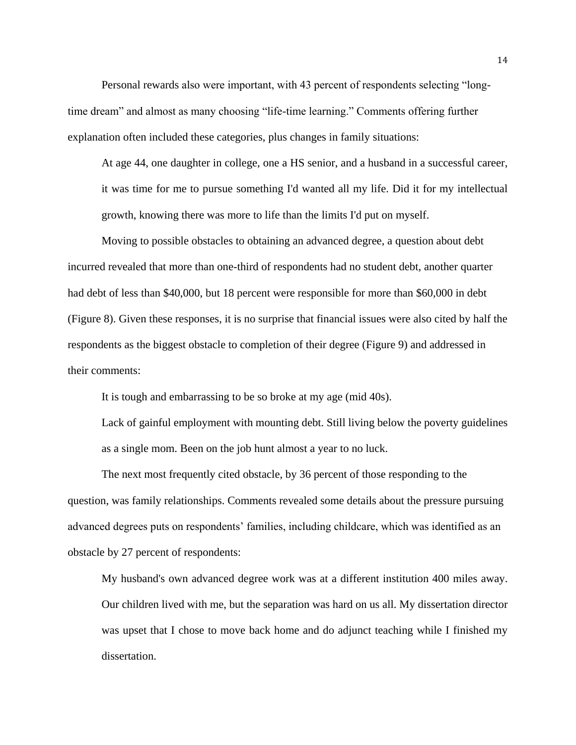Personal rewards also were important, with 43 percent of respondents selecting "long-time dream" and almost as many choosing "life-time learning." Comments offering further explanation often included these categories, plus changes in family situations:

> At age 44, one daughter in college, one a HS senior, and a husband in a successful career, it was time for me to pursue something I'd wanted all my life. Did it for my intellectual growth, knowing there was more to life than the limits I'd put on myself.

Moving to possible obstacles to obtaining an advanced degree, a question about debt incurred revealed that more than one-third of respondents had no student debt, another quarter had debt of less than $40,000, but 18 percent were responsible for more than $60,000 in debt (Figure 8). Given these responses, it is no surprise that financial issues were also cited by half the respondents as the biggest obstacle to completion of their degree (Figure 9) and addressed in their comments:

> It is tough and embarrassing to be so broke at my age (mid 40s).
>
> Lack of gainful employment with mounting debt. Still living below the poverty guidelines as a single mom. Been on the job hunt almost a year to no luck.

The next most frequently cited obstacle, by 36 percent of those responding to the question, was family relationships. Comments revealed some details about the pressure pursuing advanced degrees puts on respondents' families, including childcare, which was identified as an obstacle by 27 percent of respondents:

> My husband's own advanced degree work was at a different institution 400 miles away. Our children lived with me, but the separation was hard on us all. My dissertation director was upset that I chose to move back home and do adjunct teaching while I finished my dissertation.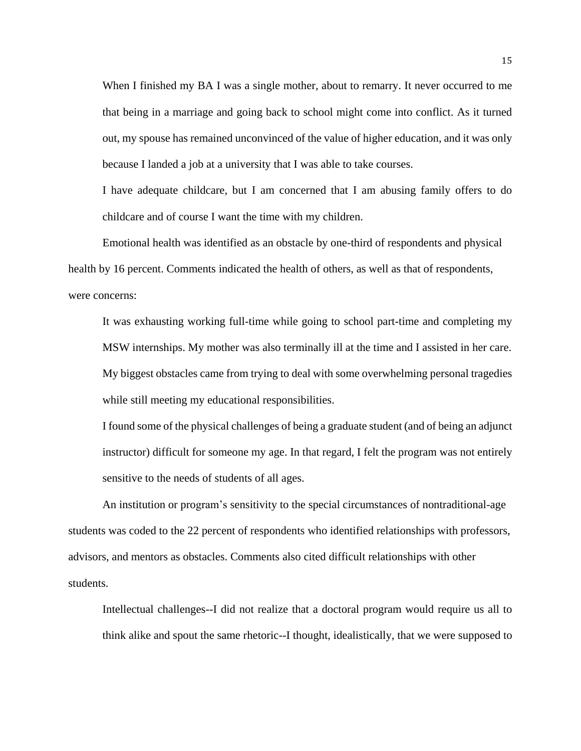> When I finished my BA I was a single mother, about to remarry. It never occurred to me that being in a marriage and going back to school might come into conflict. As it turned out, my spouse has remained unconvinced of the value of higher education, and it was only because I landed a job at a university that I was able to take courses.

> I have adequate childcare, but I am concerned that I am abusing family offers to do childcare and of course I want the time with my children.

Emotional health was identified as an obstacle by one-third of respondents and physical health by 16 percent. Comments indicated the health of others, as well as that of respondents, were concerns:

> It was exhausting working full-time while going to school part-time and completing my MSW internships. My mother was also terminally ill at the time and I assisted in her care. My biggest obstacles came from trying to deal with some overwhelming personal tragedies while still meeting my educational responsibilities.

> I found some of the physical challenges of being a graduate student (and of being an adjunct instructor) difficult for someone my age. In that regard, I felt the program was not entirely sensitive to the needs of students of all ages.

An institution or program's sensitivity to the special circumstances of nontraditional-age students was coded to the 22 percent of respondents who identified relationships with professors, advisors, and mentors as obstacles. Comments also cited difficult relationships with other students.

> Intellectual challenges--I did not realize that a doctoral program would require us all to think alike and spout the same rhetoric--I thought, idealistically, that we were supposed to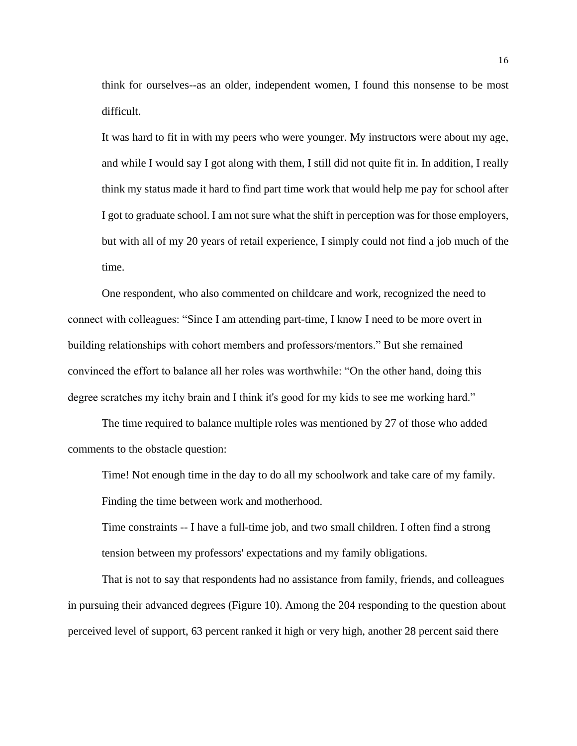> think for ourselves--as an older, independent women, I found this nonsense to be most difficult.
>
> It was hard to fit in with my peers who were younger. My instructors were about my age, and while I would say I got along with them, I still did not quite fit in. In addition, I really think my status made it hard to find part time work that would help me pay for school after I got to graduate school. I am not sure what the shift in perception was for those employers, but with all of my 20 years of retail experience, I simply could not find a job much of the time.

One respondent, who also commented on childcare and work, recognized the need to connect with colleagues: "Since I am attending part-time, I know I need to be more overt in building relationships with cohort members and professors/mentors." But she remained convinced the effort to balance all her roles was worthwhile: "On the other hand, doing this degree scratches my itchy brain and I think it's good for my kids to see me working hard."

The time required to balance multiple roles was mentioned by 27 of those who added comments to the obstacle question:

> Time! Not enough time in the day to do all my schoolwork and take care of my family.
>
> Finding the time between work and motherhood.
>
> Time constraints -- I have a full-time job, and two small children. I often find a strong tension between my professors' expectations and my family obligations.

That is not to say that respondents had no assistance from family, friends, and colleagues in pursuing their advanced degrees (Figure 10). Among the 204 responding to the question about perceived level of support, 63 percent ranked it high or very high, another 28 percent said there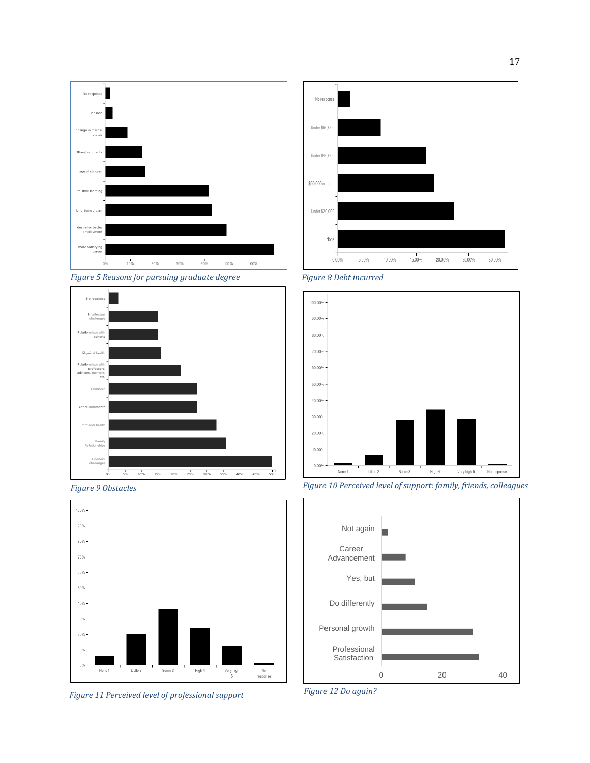Figure 5 Reasons for pursuing graduate degree

Figure 8 Debt incurred

Figure 9 Obstacles

Figure 10 Perceived level of support: family, friends, colleagues

Figure 11 Perceived level of professional support

Figure 12 Do again?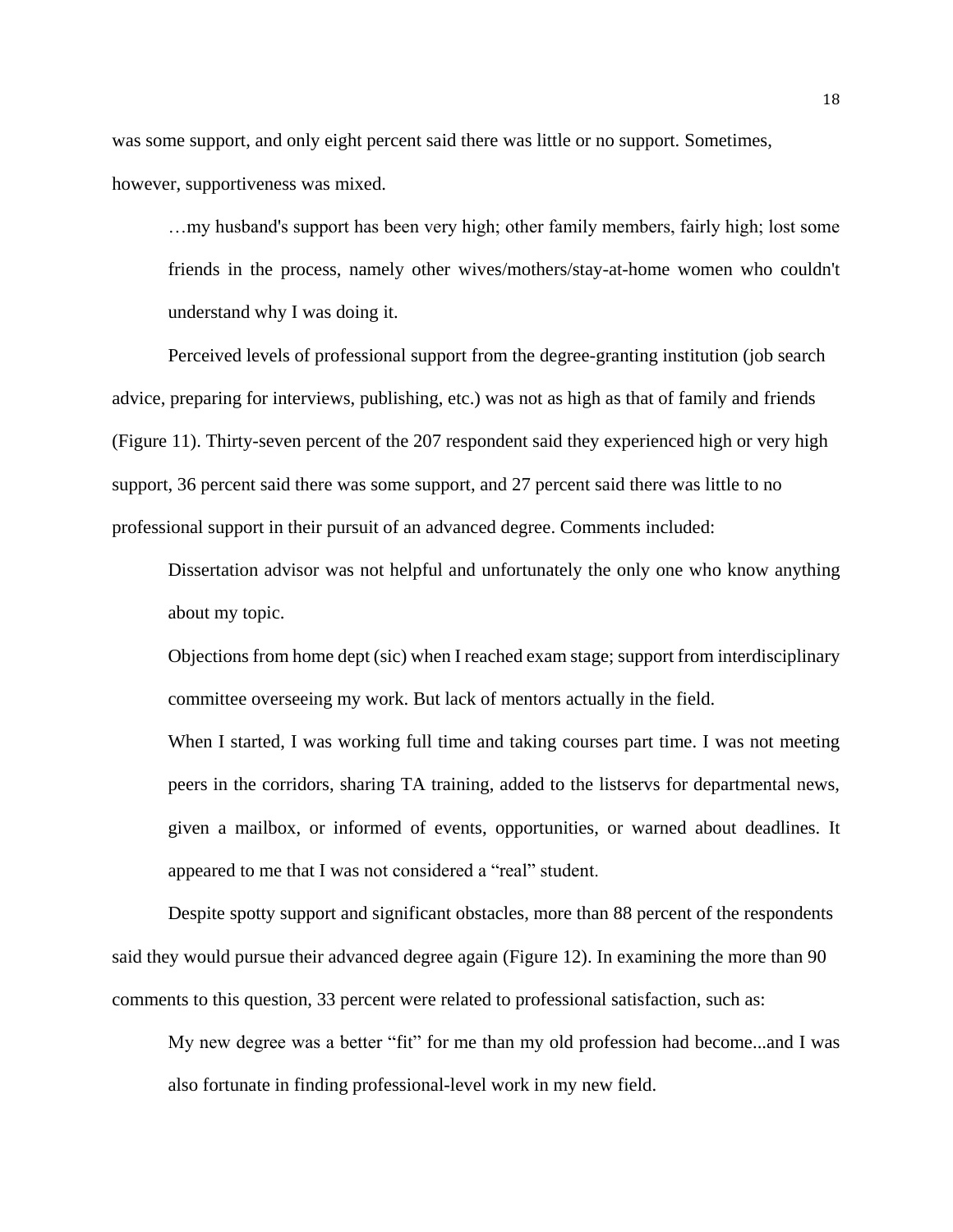was some support, and only eight percent said there was little or no support. Sometimes, however, supportiveness was mixed.

> …my husband's support has been very high; other family members, fairly high; lost some friends in the process, namely other wives/mothers/stay-at-home women who couldn't understand why I was doing it.

Perceived levels of professional support from the degree-granting institution (job search advice, preparing for interviews, publishing, etc.) was not as high as that of family and friends (Figure 11). Thirty-seven percent of the 207 respondent said they experienced high or very high support, 36 percent said there was some support, and 27 percent said there was little to no professional support in their pursuit of an advanced degree. Comments included:

> Dissertation advisor was not helpful and unfortunately the only one who know anything about my topic.
>
> Objections from home dept (sic) when I reached exam stage; support from interdisciplinary committee overseeing my work. But lack of mentors actually in the field.
>
> When I started, I was working full time and taking courses part time. I was not meeting peers in the corridors, sharing TA training, added to the listservs for departmental news, given a mailbox, or informed of events, opportunities, or warned about deadlines. It appeared to me that I was not considered a "real" student.

Despite spotty support and significant obstacles, more than 88 percent of the respondents said they would pursue their advanced degree again (Figure 12). In examining the more than 90 comments to this question, 33 percent were related to professional satisfaction, such as:

> My new degree was a better "fit" for me than my old profession had become...and I was also fortunate in finding professional-level work in my new field.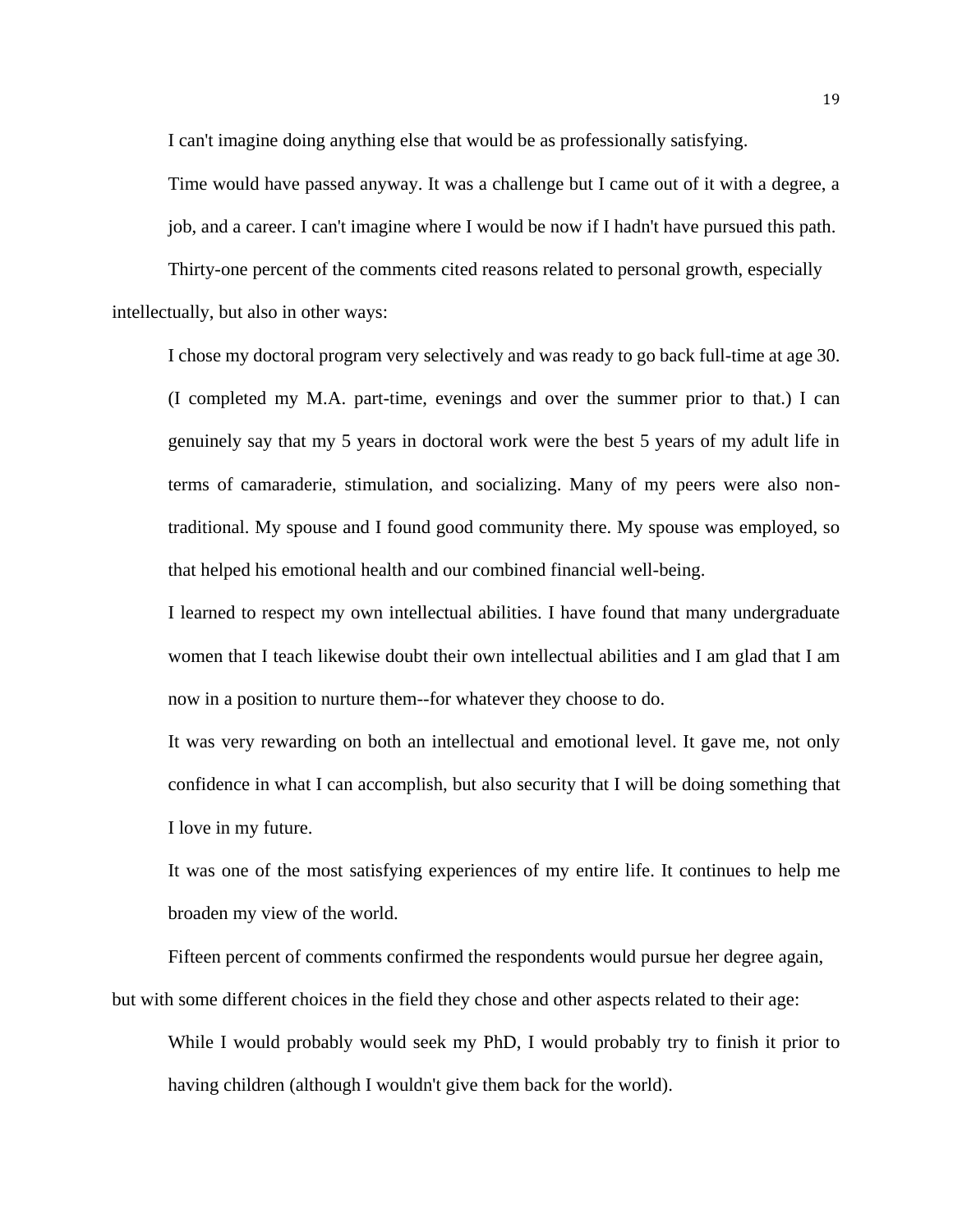> I can't imagine doing anything else that would be as professionally satisfying.

> Time would have passed anyway. It was a challenge but I came out of it with a degree, a job, and a career. I can't imagine where I would be now if I hadn't have pursued this path.

Thirty-one percent of the comments cited reasons related to personal growth, especially intellectually, but also in other ways:

> I chose my doctoral program very selectively and was ready to go back full-time at age 30. (I completed my M.A. part-time, evenings and over the summer prior to that.) I can genuinely say that my 5 years in doctoral work were the best 5 years of my adult life in terms of camaraderie, stimulation, and socializing. Many of my peers were also non-traditional. My spouse and I found good community there. My spouse was employed, so that helped his emotional health and our combined financial well-being.

> I learned to respect my own intellectual abilities. I have found that many undergraduate women that I teach likewise doubt their own intellectual abilities and I am glad that I am now in a position to nurture them--for whatever they choose to do.

> It was very rewarding on both an intellectual and emotional level. It gave me, not only confidence in what I can accomplish, but also security that I will be doing something that I love in my future.

> It was one of the most satisfying experiences of my entire life. It continues to help me broaden my view of the world.

Fifteen percent of comments confirmed the respondents would pursue her degree again, but with some different choices in the field they chose and other aspects related to their age:

> While I would probably would seek my PhD, I would probably try to finish it prior to having children (although I wouldn't give them back for the world).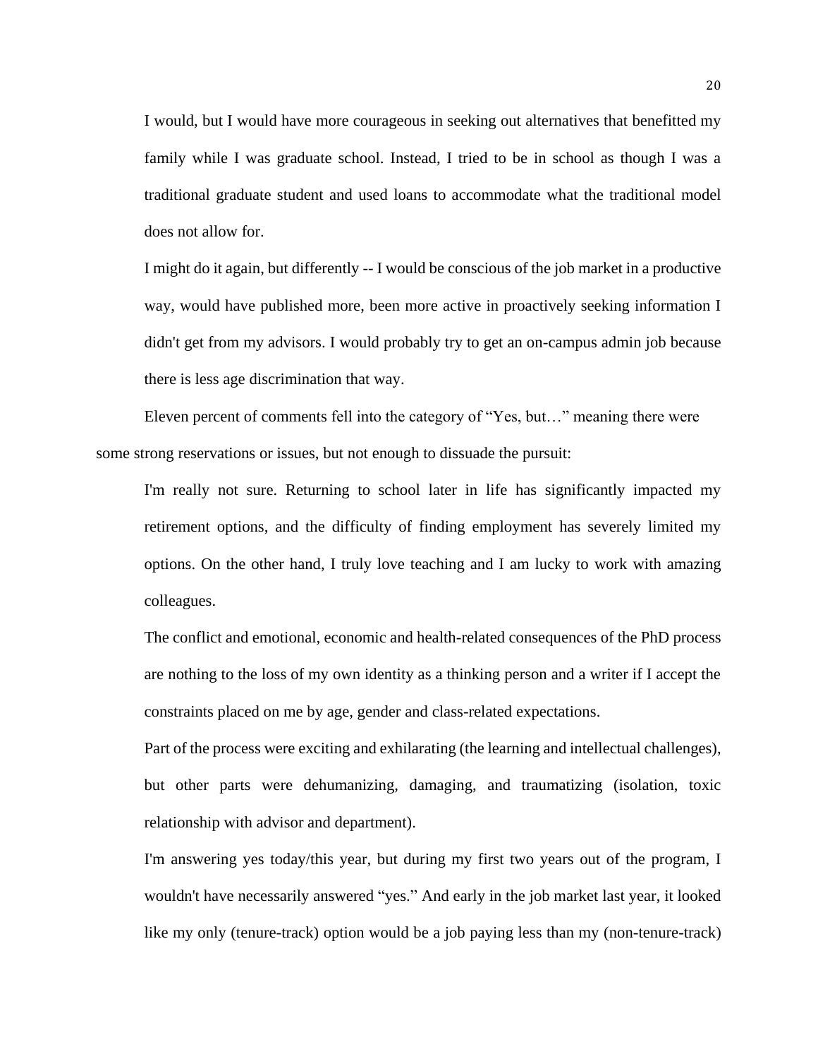> I would, but I would have more courageous in seeking out alternatives that benefitted my family while I was graduate school. Instead, I tried to be in school as though I was a traditional graduate student and used loans to accommodate what the traditional model does not allow for.

> I might do it again, but differently -- I would be conscious of the job market in a productive way, would have published more, been more active in proactively seeking information I didn't get from my advisors. I would probably try to get an on-campus admin job because there is less age discrimination that way.

Eleven percent of comments fell into the category of "Yes, but…" meaning there were some strong reservations or issues, but not enough to dissuade the pursuit:

> I'm really not sure. Returning to school later in life has significantly impacted my retirement options, and the difficulty of finding employment has severely limited my options. On the other hand, I truly love teaching and I am lucky to work with amazing colleagues.

> The conflict and emotional, economic and health-related consequences of the PhD process are nothing to the loss of my own identity as a thinking person and a writer if I accept the constraints placed on me by age, gender and class-related expectations.

> Part of the process were exciting and exhilarating (the learning and intellectual challenges), but other parts were dehumanizing, damaging, and traumatizing (isolation, toxic relationship with advisor and department).

> I'm answering yes today/this year, but during my first two years out of the program, I wouldn't have necessarily answered "yes." And early in the job market last year, it looked like my only (tenure-track) option would be a job paying less than my (non-tenure-track)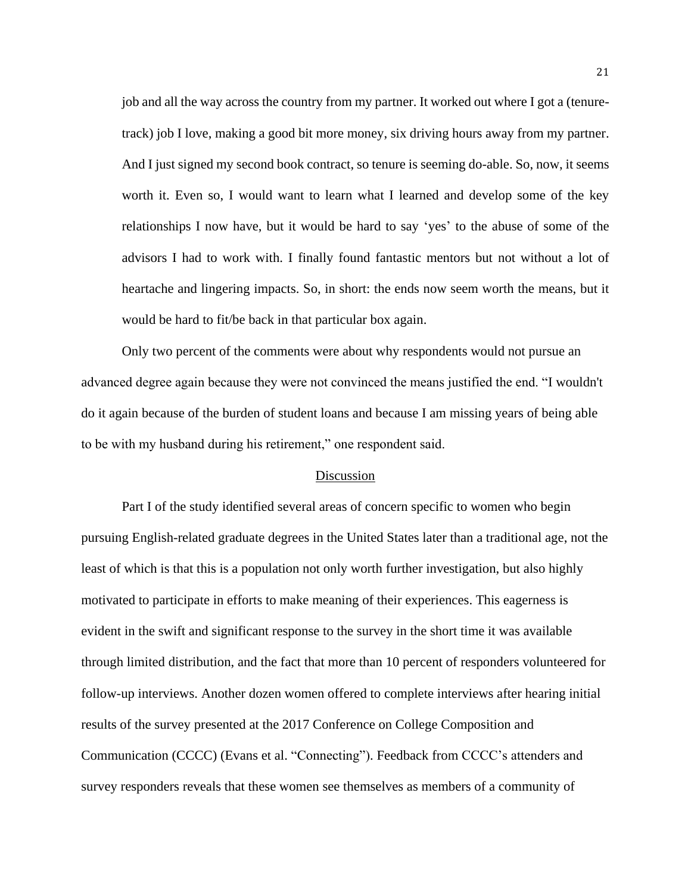> job and all the way across the country from my partner. It worked out where I got a (tenure-track) job I love, making a good bit more money, six driving hours away from my partner. And I just signed my second book contract, so tenure is seeming do-able. So, now, it seems worth it. Even so, I would want to learn what I learned and develop some of the key relationships I now have, but it would be hard to say 'yes' to the abuse of some of the advisors I had to work with. I finally found fantastic mentors but not without a lot of heartache and lingering impacts. So, in short: the ends now seem worth the means, but it would be hard to fit/be back in that particular box again.

Only two percent of the comments were about why respondents would not pursue an advanced degree again because they were not convinced the means justified the end. "I wouldn't do it again because of the burden of student loans and because I am missing years of being able to be with my husband during his retirement," one respondent said.

## Discussion

Part I of the study identified several areas of concern specific to women who begin pursuing English-related graduate degrees in the United States later than a traditional age, not the least of which is that this is a population not only worth further investigation, but also highly motivated to participate in efforts to make meaning of their experiences. This eagerness is evident in the swift and significant response to the survey in the short time it was available through limited distribution, and the fact that more than 10 percent of responders volunteered for follow-up interviews. Another dozen women offered to complete interviews after hearing initial results of the survey presented at the 2017 Conference on College Composition and Communication (CCCC) (Evans et al. "Connecting"). Feedback from CCCC's attenders and survey responders reveals that these women see themselves as members of a community of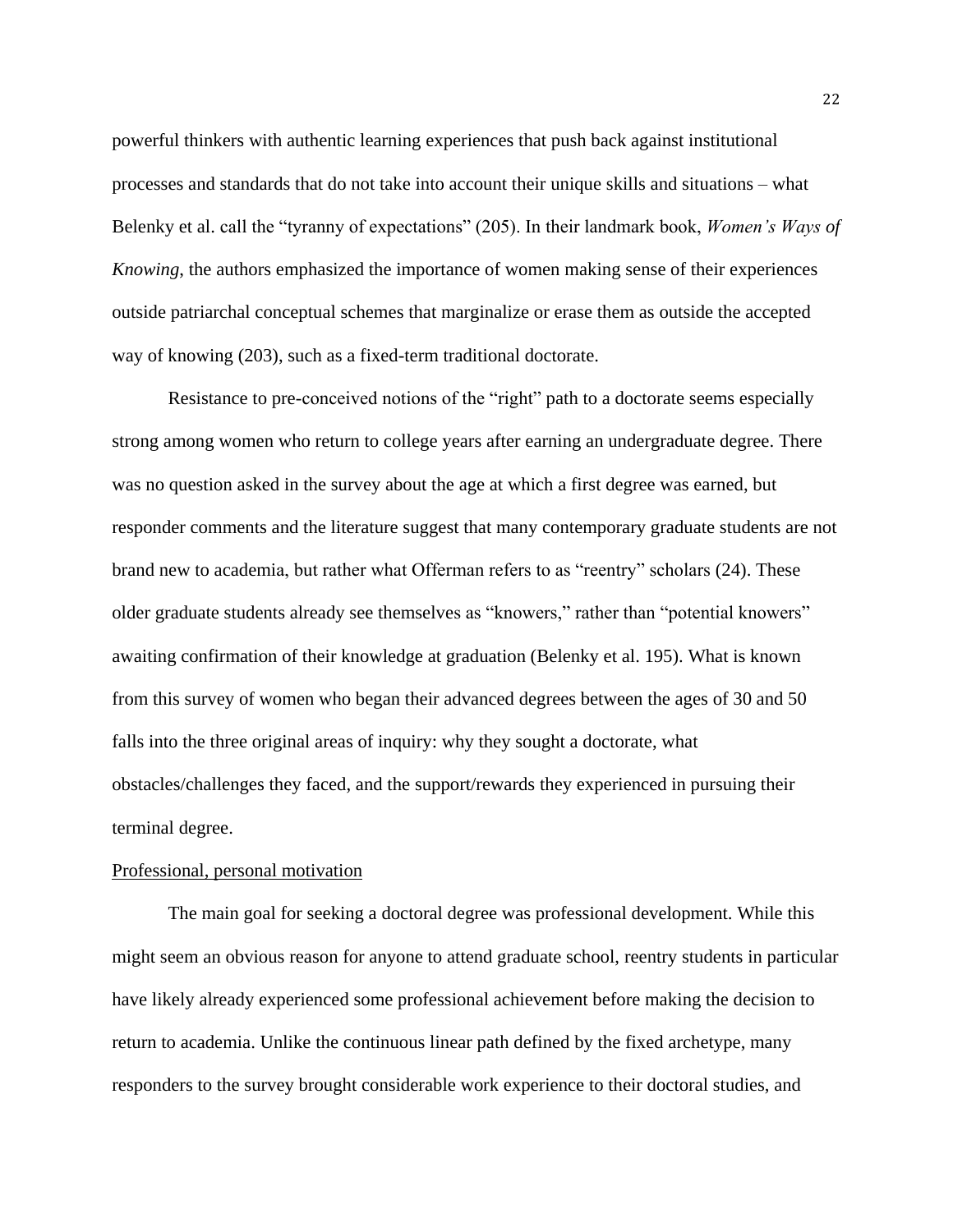powerful thinkers with authentic learning experiences that push back against institutional processes and standards that do not take into account their unique skills and situations – what Belenky et al. call the "tyranny of expectations" (205). In their landmark book, *Women's Ways of Knowing*, the authors emphasized the importance of women making sense of their experiences outside patriarchal conceptual schemes that marginalize or erase them as outside the accepted way of knowing (203), such as a fixed-term traditional doctorate.

Resistance to pre-conceived notions of the "right" path to a doctorate seems especially strong among women who return to college years after earning an undergraduate degree. There was no question asked in the survey about the age at which a first degree was earned, but responder comments and the literature suggest that many contemporary graduate students are not brand new to academia, but rather what Offerman refers to as "reentry" scholars (24). These older graduate students already see themselves as "knowers," rather than "potential knowers" awaiting confirmation of their knowledge at graduation (Belenky et al. 195). What is known from this survey of women who began their advanced degrees between the ages of 30 and 50 falls into the three original areas of inquiry: why they sought a doctorate, what obstacles/challenges they faced, and the support/rewards they experienced in pursuing their terminal degree.

<u>Professional, personal motivation</u>

The main goal for seeking a doctoral degree was professional development. While this might seem an obvious reason for anyone to attend graduate school, reentry students in particular have likely already experienced some professional achievement before making the decision to return to academia. Unlike the continuous linear path defined by the fixed archetype, many responders to the survey brought considerable work experience to their doctoral studies, and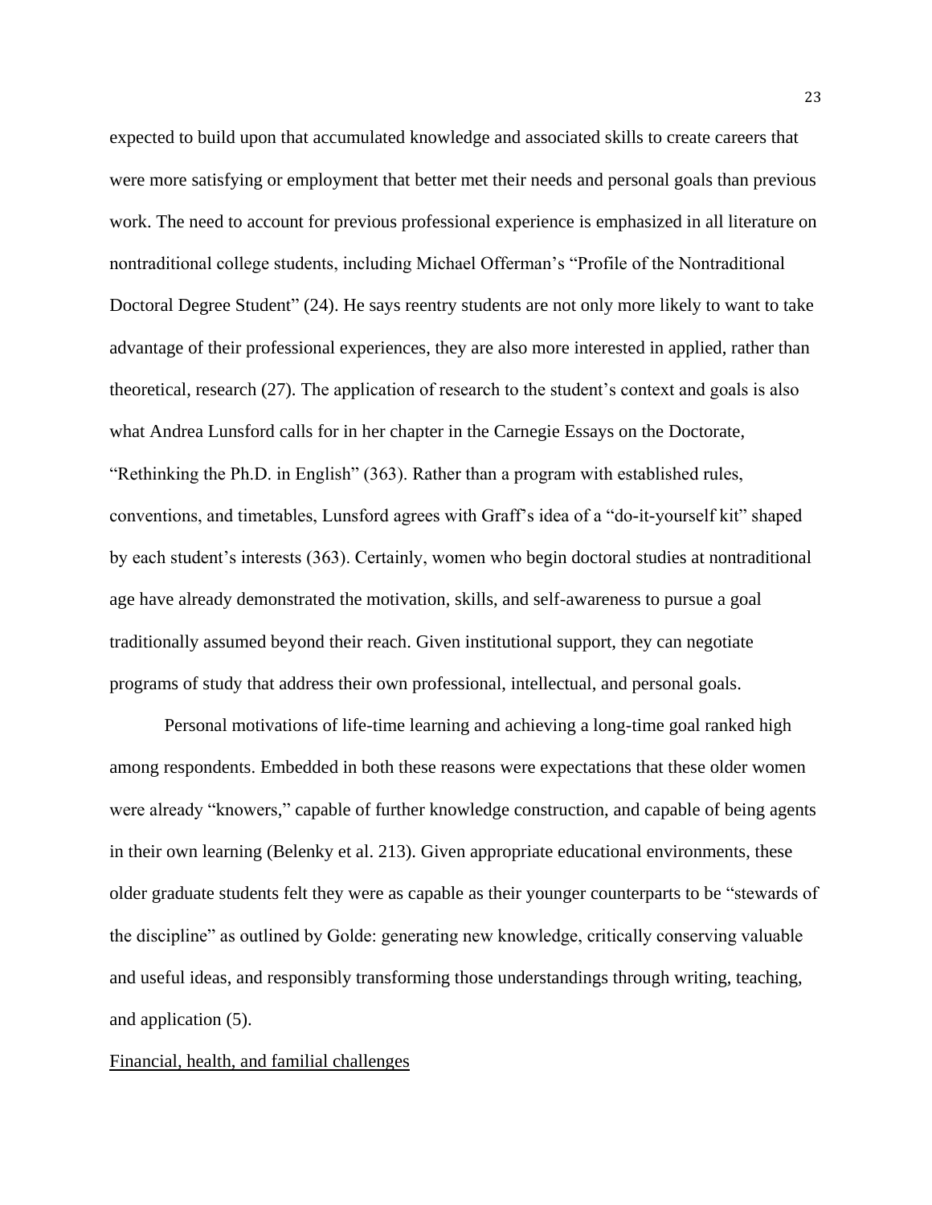expected to build upon that accumulated knowledge and associated skills to create careers that were more satisfying or employment that better met their needs and personal goals than previous work. The need to account for previous professional experience is emphasized in all literature on nontraditional college students, including Michael Offerman's "Profile of the Nontraditional Doctoral Degree Student" (24). He says reentry students are not only more likely to want to take advantage of their professional experiences, they are also more interested in applied, rather than theoretical, research (27). The application of research to the student's context and goals is also what Andrea Lunsford calls for in her chapter in the Carnegie Essays on the Doctorate, "Rethinking the Ph.D. in English" (363). Rather than a program with established rules, conventions, and timetables, Lunsford agrees with Graff's idea of a "do-it-yourself kit" shaped by each student's interests (363). Certainly, women who begin doctoral studies at nontraditional age have already demonstrated the motivation, skills, and self-awareness to pursue a goal traditionally assumed beyond their reach. Given institutional support, they can negotiate programs of study that address their own professional, intellectual, and personal goals.

Personal motivations of life-time learning and achieving a long-time goal ranked high among respondents. Embedded in both these reasons were expectations that these older women were already "knowers," capable of further knowledge construction, and capable of being agents in their own learning (Belenky et al. 213). Given appropriate educational environments, these older graduate students felt they were as capable as their younger counterparts to be "stewards of the discipline" as outlined by Golde: generating new knowledge, critically conserving valuable and useful ideas, and responsibly transforming those understandings through writing, teaching, and application (5).

Financial, health, and familial challenges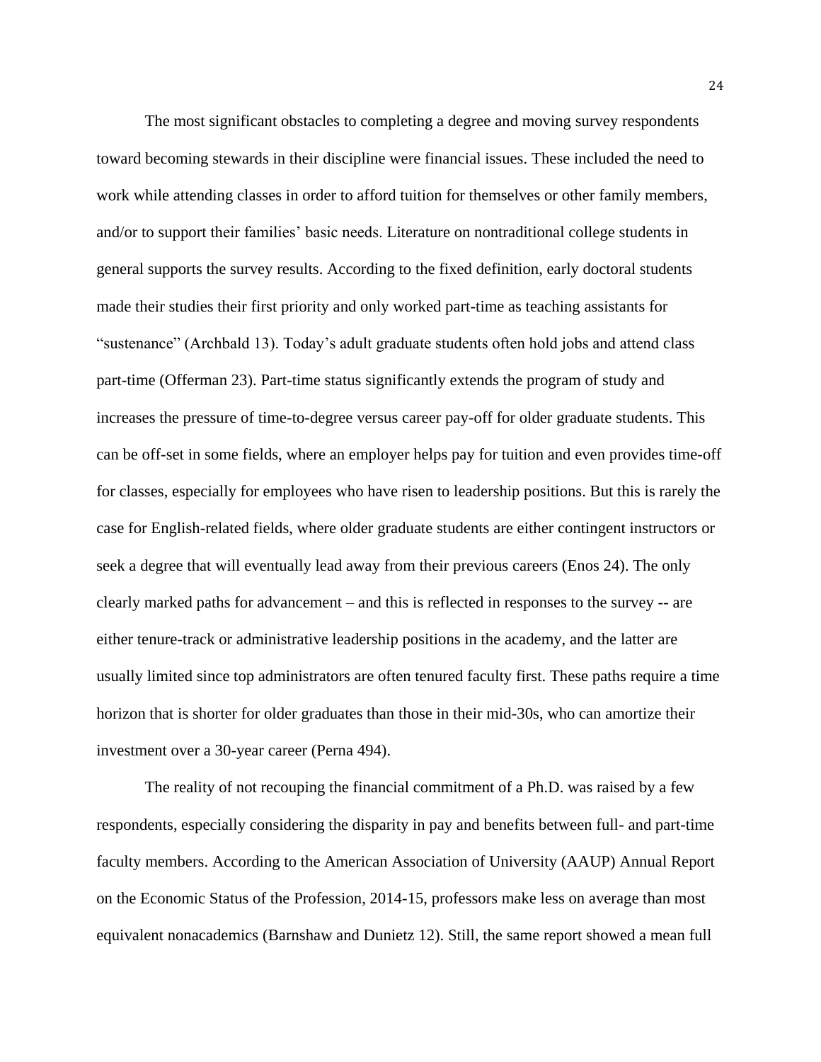The most significant obstacles to completing a degree and moving survey respondents toward becoming stewards in their discipline were financial issues. These included the need to work while attending classes in order to afford tuition for themselves or other family members, and/or to support their families' basic needs. Literature on nontraditional college students in general supports the survey results. According to the fixed definition, early doctoral students made their studies their first priority and only worked part-time as teaching assistants for "sustenance" (Archbald 13). Today's adult graduate students often hold jobs and attend class part-time (Offerman 23). Part-time status significantly extends the program of study and increases the pressure of time-to-degree versus career pay-off for older graduate students. This can be off-set in some fields, where an employer helps pay for tuition and even provides time-off for classes, especially for employees who have risen to leadership positions. But this is rarely the case for English-related fields, where older graduate students are either contingent instructors or seek a degree that will eventually lead away from their previous careers (Enos 24). The only clearly marked paths for advancement – and this is reflected in responses to the survey -- are either tenure-track or administrative leadership positions in the academy, and the latter are usually limited since top administrators are often tenured faculty first. These paths require a time horizon that is shorter for older graduates than those in their mid-30s, who can amortize their investment over a 30-year career (Perna 494).

The reality of not recouping the financial commitment of a Ph.D. was raised by a few respondents, especially considering the disparity in pay and benefits between full- and part-time faculty members. According to the American Association of University (AAUP) Annual Report on the Economic Status of the Profession, 2014-15, professors make less on average than most equivalent nonacademics (Barnshaw and Dunietz 12). Still, the same report showed a mean full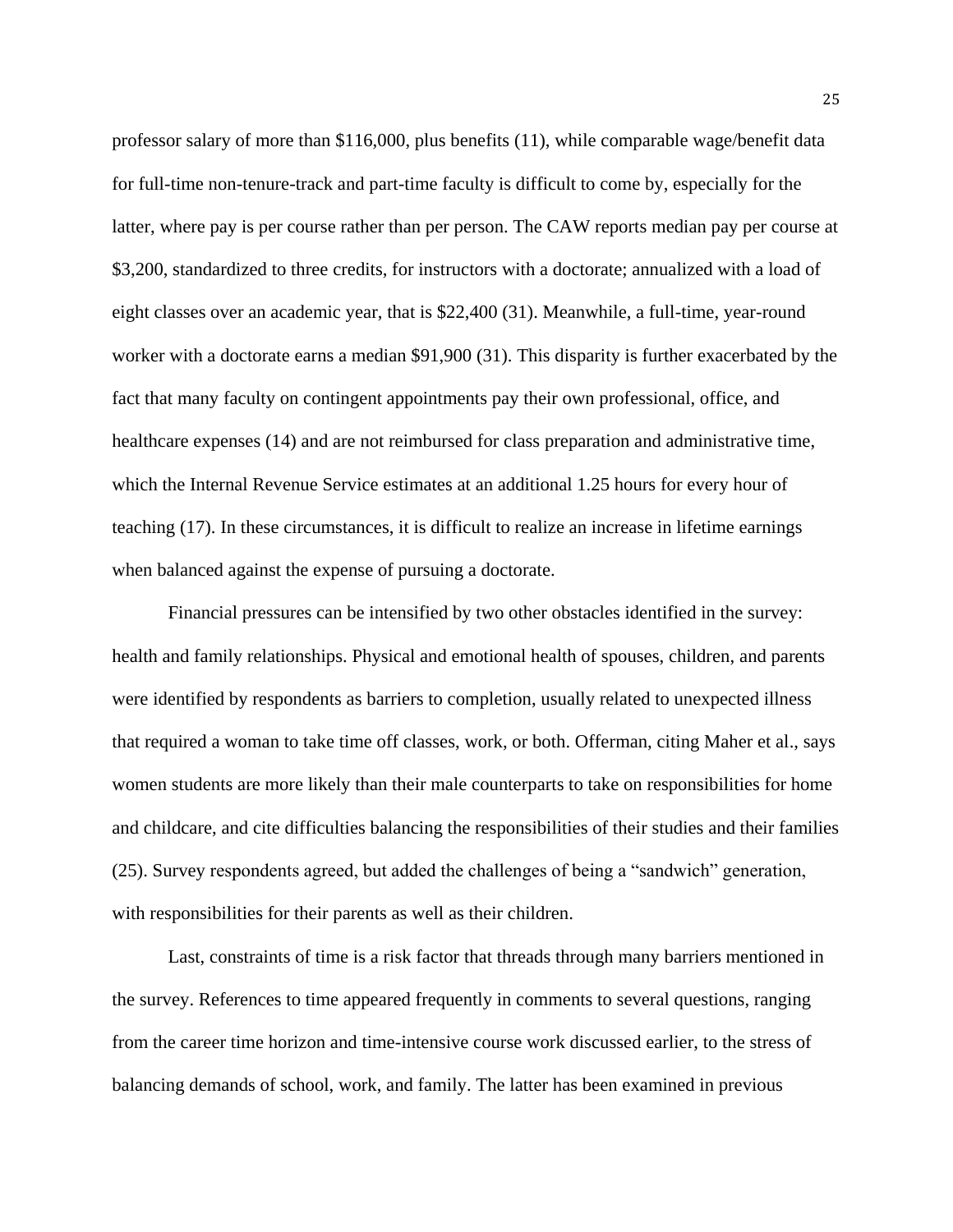professor salary of more than $116,000, plus benefits (11), while comparable wage/benefit data for full-time non-tenure-track and part-time faculty is difficult to come by, especially for the latter, where pay is per course rather than per person. The CAW reports median pay per course at $3,200, standardized to three credits, for instructors with a doctorate; annualized with a load of eight classes over an academic year, that is $22,400 (31). Meanwhile, a full-time, year-round worker with a doctorate earns a median $91,900 (31). This disparity is further exacerbated by the fact that many faculty on contingent appointments pay their own professional, office, and healthcare expenses (14) and are not reimbursed for class preparation and administrative time, which the Internal Revenue Service estimates at an additional 1.25 hours for every hour of teaching (17). In these circumstances, it is difficult to realize an increase in lifetime earnings when balanced against the expense of pursuing a doctorate.

Financial pressures can be intensified by two other obstacles identified in the survey: health and family relationships. Physical and emotional health of spouses, children, and parents were identified by respondents as barriers to completion, usually related to unexpected illness that required a woman to take time off classes, work, or both. Offerman, citing Maher et al., says women students are more likely than their male counterparts to take on responsibilities for home and childcare, and cite difficulties balancing the responsibilities of their studies and their families (25). Survey respondents agreed, but added the challenges of being a "sandwich" generation, with responsibilities for their parents as well as their children.

Last, constraints of time is a risk factor that threads through many barriers mentioned in the survey. References to time appeared frequently in comments to several questions, ranging from the career time horizon and time-intensive course work discussed earlier, to the stress of balancing demands of school, work, and family. The latter has been examined in previous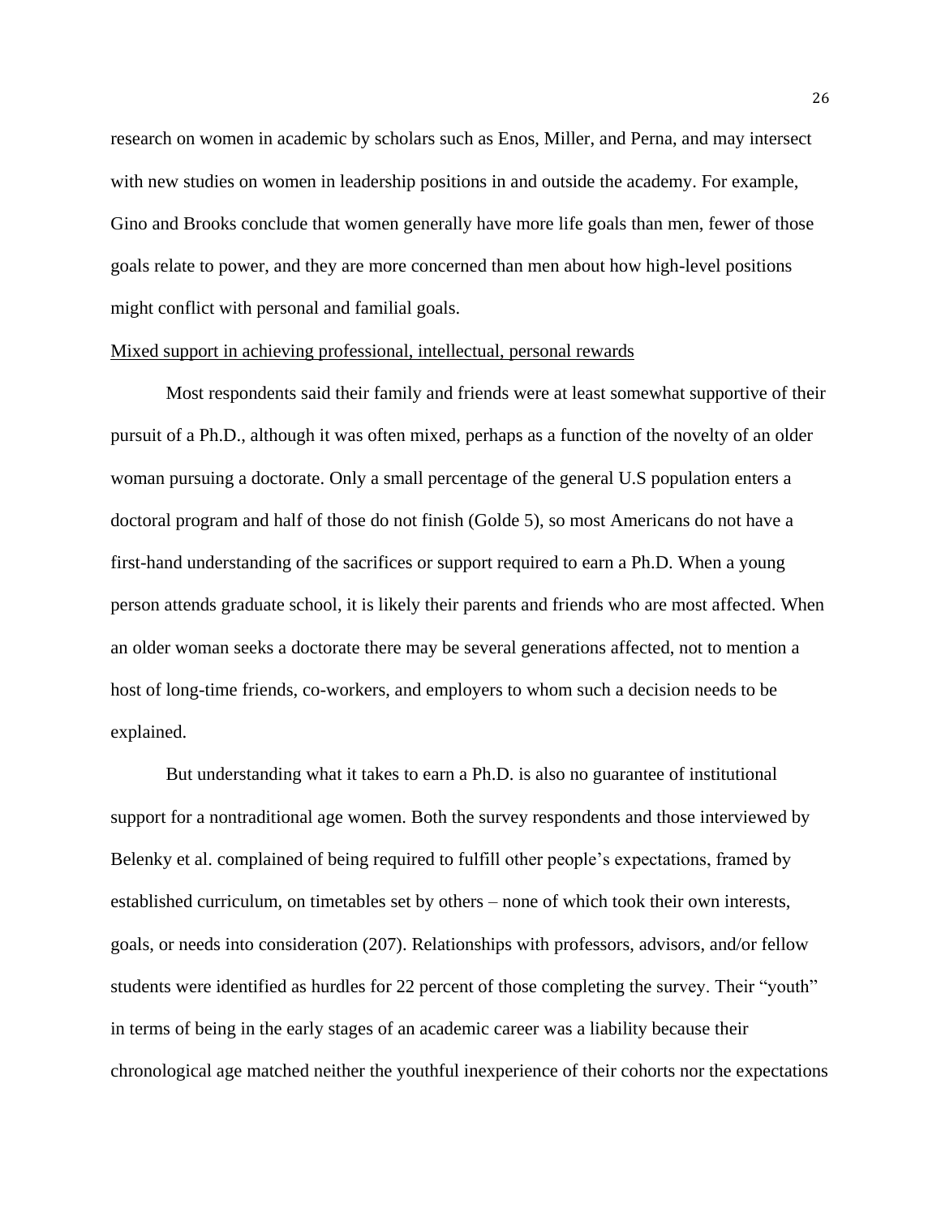research on women in academic by scholars such as Enos, Miller, and Perna, and may intersect with new studies on women in leadership positions in and outside the academy. For example, Gino and Brooks conclude that women generally have more life goals than men, fewer of those goals relate to power, and they are more concerned than men about how high-level positions might conflict with personal and familial goals.

<u>Mixed support in achieving professional, intellectual, personal rewards</u>

Most respondents said their family and friends were at least somewhat supportive of their pursuit of a Ph.D., although it was often mixed, perhaps as a function of the novelty of an older woman pursuing a doctorate. Only a small percentage of the general U.S population enters a doctoral program and half of those do not finish (Golde 5), so most Americans do not have a first-hand understanding of the sacrifices or support required to earn a Ph.D. When a young person attends graduate school, it is likely their parents and friends who are most affected. When an older woman seeks a doctorate there may be several generations affected, not to mention a host of long-time friends, co-workers, and employers to whom such a decision needs to be explained.

But understanding what it takes to earn a Ph.D. is also no guarantee of institutional support for a nontraditional age women. Both the survey respondents and those interviewed by Belenky et al. complained of being required to fulfill other people's expectations, framed by established curriculum, on timetables set by others – none of which took their own interests, goals, or needs into consideration (207). Relationships with professors, advisors, and/or fellow students were identified as hurdles for 22 percent of those completing the survey. Their "youth" in terms of being in the early stages of an academic career was a liability because their chronological age matched neither the youthful inexperience of their cohorts nor the expectations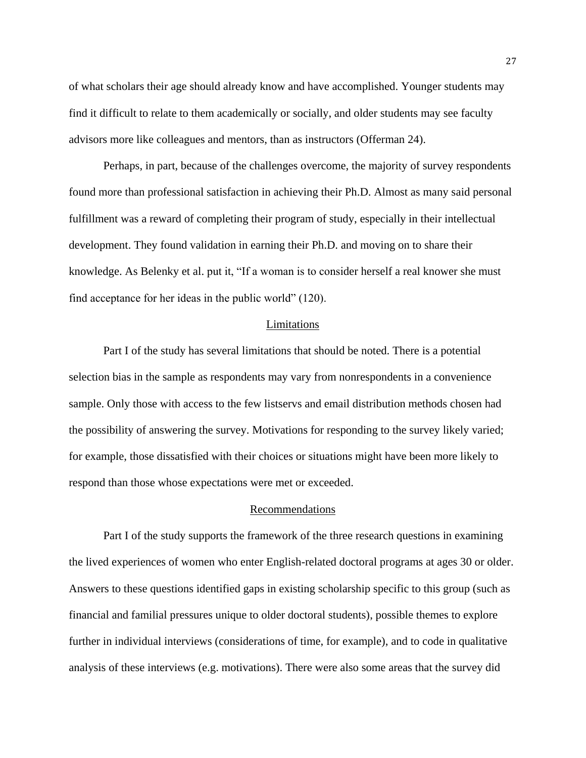of what scholars their age should already know and have accomplished. Younger students may find it difficult to relate to them academically or socially, and older students may see faculty advisors more like colleagues and mentors, than as instructors (Offerman 24).

Perhaps, in part, because of the challenges overcome, the majority of survey respondents found more than professional satisfaction in achieving their Ph.D. Almost as many said personal fulfillment was a reward of completing their program of study, especially in their intellectual development. They found validation in earning their Ph.D. and moving on to share their knowledge. As Belenky et al. put it, "If a woman is to consider herself a real knower she must find acceptance for her ideas in the public world" (120).

## Limitations

Part I of the study has several limitations that should be noted. There is a potential selection bias in the sample as respondents may vary from nonrespondents in a convenience sample. Only those with access to the few listservs and email distribution methods chosen had the possibility of answering the survey. Motivations for responding to the survey likely varied; for example, those dissatisfied with their choices or situations might have been more likely to respond than those whose expectations were met or exceeded.

## Recommendations

Part I of the study supports the framework of the three research questions in examining the lived experiences of women who enter English-related doctoral programs at ages 30 or older. Answers to these questions identified gaps in existing scholarship specific to this group (such as financial and familial pressures unique to older doctoral students), possible themes to explore further in individual interviews (considerations of time, for example), and to code in qualitative analysis of these interviews (e.g. motivations). There were also some areas that the survey did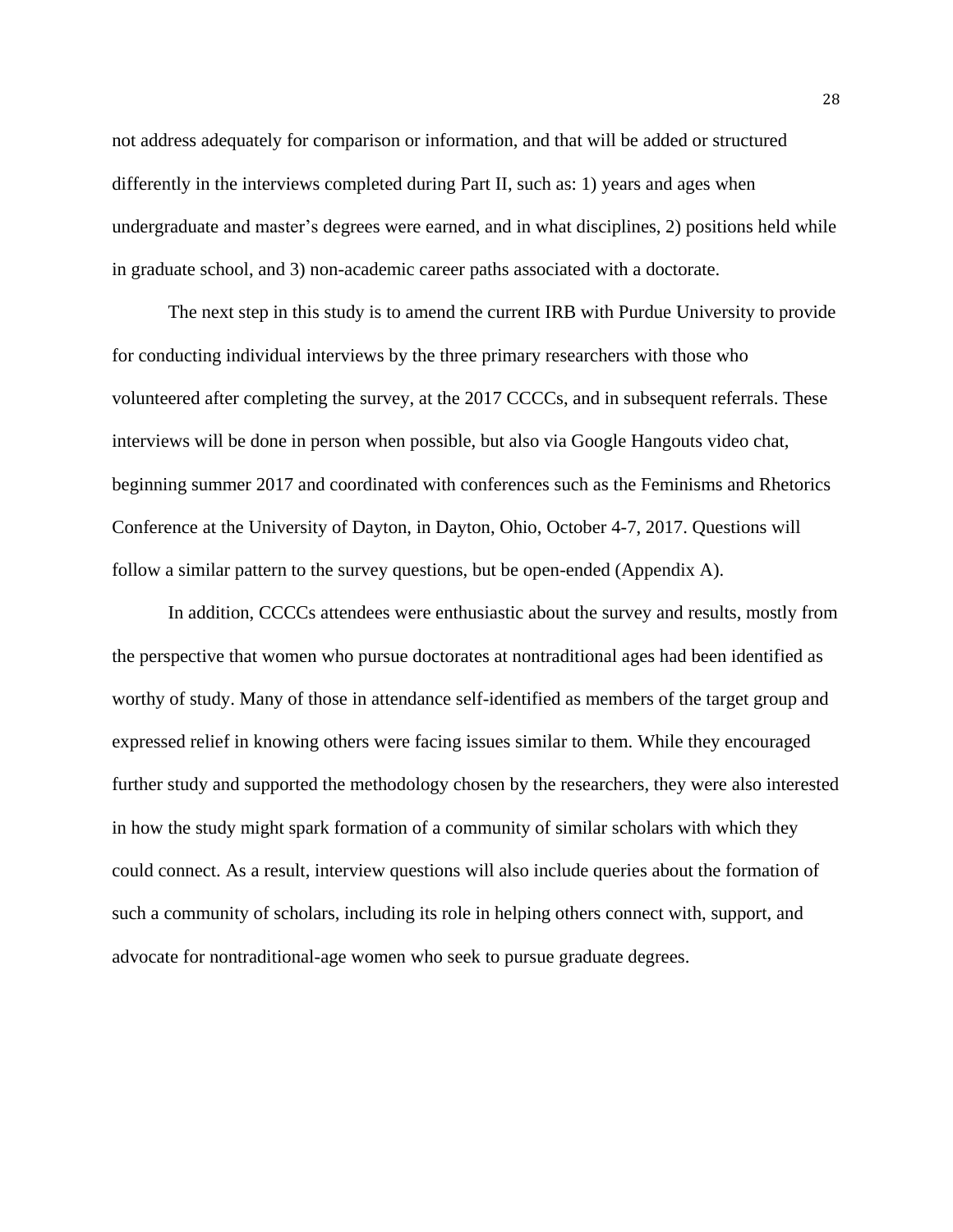not address adequately for comparison or information, and that will be added or structured differently in the interviews completed during Part II, such as: 1) years and ages when undergraduate and master's degrees were earned, and in what disciplines, 2) positions held while in graduate school, and 3) non-academic career paths associated with a doctorate.

The next step in this study is to amend the current IRB with Purdue University to provide for conducting individual interviews by the three primary researchers with those who volunteered after completing the survey, at the 2017 CCCCs, and in subsequent referrals. These interviews will be done in person when possible, but also via Google Hangouts video chat, beginning summer 2017 and coordinated with conferences such as the Feminisms and Rhetorics Conference at the University of Dayton, in Dayton, Ohio, October 4-7, 2017. Questions will follow a similar pattern to the survey questions, but be open-ended (Appendix A).

In addition, CCCCs attendees were enthusiastic about the survey and results, mostly from the perspective that women who pursue doctorates at nontraditional ages had been identified as worthy of study. Many of those in attendance self-identified as members of the target group and expressed relief in knowing others were facing issues similar to them. While they encouraged further study and supported the methodology chosen by the researchers, they were also interested in how the study might spark formation of a community of similar scholars with which they could connect. As a result, interview questions will also include queries about the formation of such a community of scholars, including its role in helping others connect with, support, and advocate for nontraditional-age women who seek to pursue graduate degrees.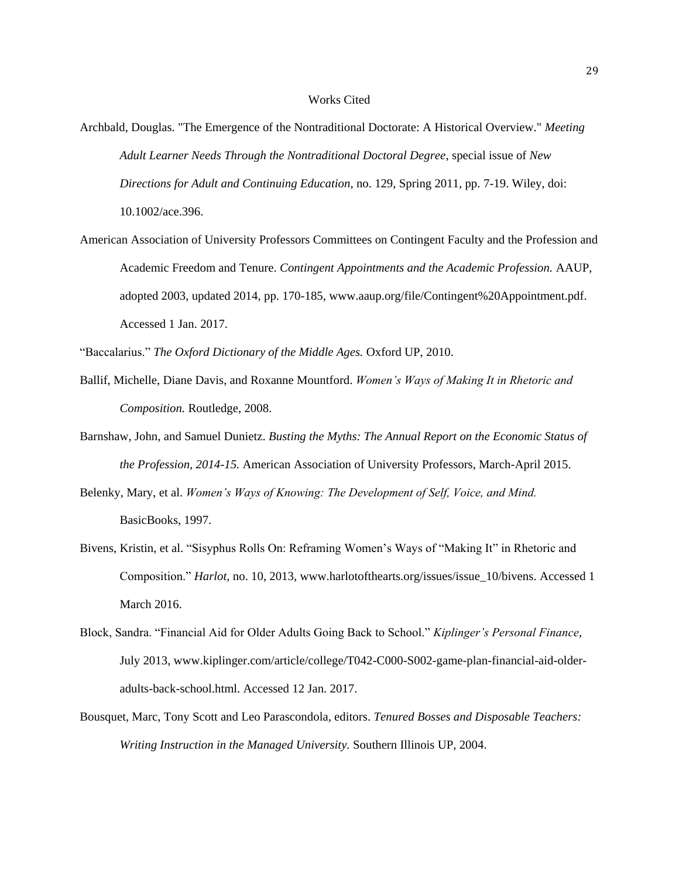# Works Cited

Archbald, Douglas. "The Emergence of the Nontraditional Doctorate: A Historical Overview." *Meeting Adult Learner Needs Through the Nontraditional Doctoral Degree*, special issue of *New Directions for Adult and Continuing Education*, no. 129, Spring 2011, pp. 7-19. Wiley, doi: 10.1002/ace.396.

American Association of University Professors Committees on Contingent Faculty and the Profession and Academic Freedom and Tenure. *Contingent Appointments and the Academic Profession.* AAUP, adopted 2003, updated 2014, pp. 170-185, www.aaup.org/file/Contingent%20Appointment.pdf. Accessed 1 Jan. 2017.

"Baccalarius." *The Oxford Dictionary of the Middle Ages.* Oxford UP, 2010.

Ballif, Michelle, Diane Davis, and Roxanne Mountford. *Women's Ways of Making It in Rhetoric and Composition.* Routledge, 2008.

Barnshaw, John, and Samuel Dunietz. *Busting the Myths: The Annual Report on the Economic Status of the Profession, 2014-15.* American Association of University Professors, March-April 2015.

Belenky, Mary, et al. *Women's Ways of Knowing: The Development of Self, Voice, and Mind.* BasicBooks, 1997.

Bivens, Kristin, et al. "Sisyphus Rolls On: Reframing Women's Ways of "Making It" in Rhetoric and Composition." *Harlot*, no. 10, 2013, www.harlotofthearts.org/issues/issue_10/bivens. Accessed 1 March 2016.

Block, Sandra. "Financial Aid for Older Adults Going Back to School." *Kiplinger's Personal Finance*, July 2013, www.kiplinger.com/article/college/T042-C000-S002-game-plan-financial-aid-older-adults-back-school.html. Accessed 12 Jan. 2017.

Bousquet, Marc, Tony Scott and Leo Parascondola, editors. *Tenured Bosses and Disposable Teachers: Writing Instruction in the Managed University.* Southern Illinois UP, 2004.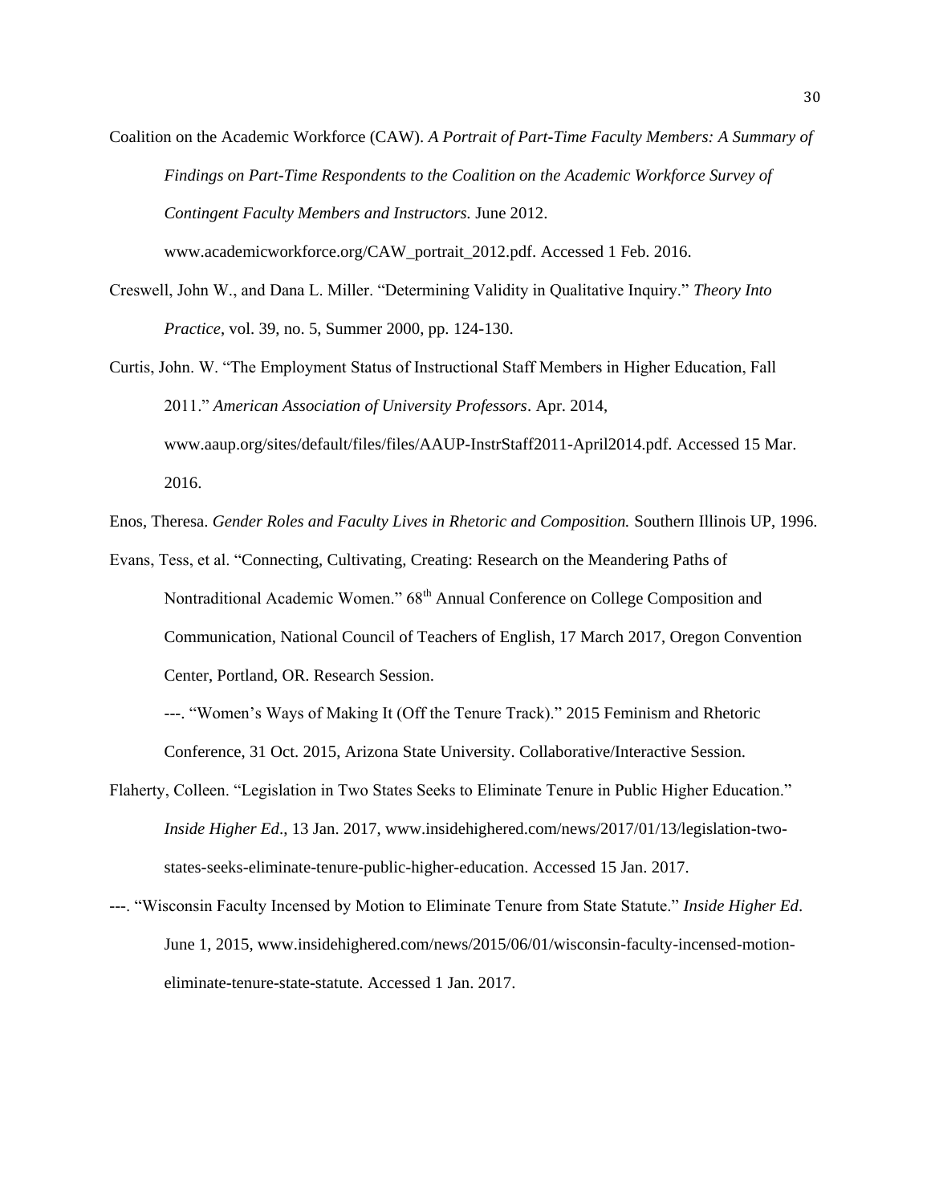Coalition on the Academic Workforce (CAW). *A Portrait of Part-Time Faculty Members: A Summary of Findings on Part-Time Respondents to the Coalition on the Academic Workforce Survey of Contingent Faculty Members and Instructors.* June 2012. www.academicworkforce.org/CAW_portrait_2012.pdf. Accessed 1 Feb. 2016.

Creswell, John W., and Dana L. Miller. "Determining Validity in Qualitative Inquiry." *Theory Into Practice*, vol. 39, no. 5, Summer 2000, pp. 124-130.

Curtis, John. W. "The Employment Status of Instructional Staff Members in Higher Education, Fall 2011." *American Association of University Professors*. Apr. 2014, www.aaup.org/sites/default/files/files/AAUP-InstrStaff2011-April2014.pdf. Accessed 15 Mar. 2016.

Enos, Theresa. *Gender Roles and Faculty Lives in Rhetoric and Composition.* Southern Illinois UP, 1996.

Evans, Tess, et al. "Connecting, Cultivating, Creating: Research on the Meandering Paths of Nontraditional Academic Women." 68th Annual Conference on College Composition and Communication, National Council of Teachers of English, 17 March 2017, Oregon Convention Center, Portland, OR. Research Session.

---. "Women's Ways of Making It (Off the Tenure Track)." 2015 Feminism and Rhetoric Conference, 31 Oct. 2015, Arizona State University. Collaborative/Interactive Session.

Flaherty, Colleen. "Legislation in Two States Seeks to Eliminate Tenure in Public Higher Education." *Inside Higher Ed*., 13 Jan. 2017, www.insidehighered.com/news/2017/01/13/legislation-two-states-seeks-eliminate-tenure-public-higher-education. Accessed 15 Jan. 2017.

---. "Wisconsin Faculty Incensed by Motion to Eliminate Tenure from State Statute." *Inside Higher Ed*. June 1, 2015, www.insidehighered.com/news/2015/06/01/wisconsin-faculty-incensed-motion-eliminate-tenure-state-statute. Accessed 1 Jan. 2017.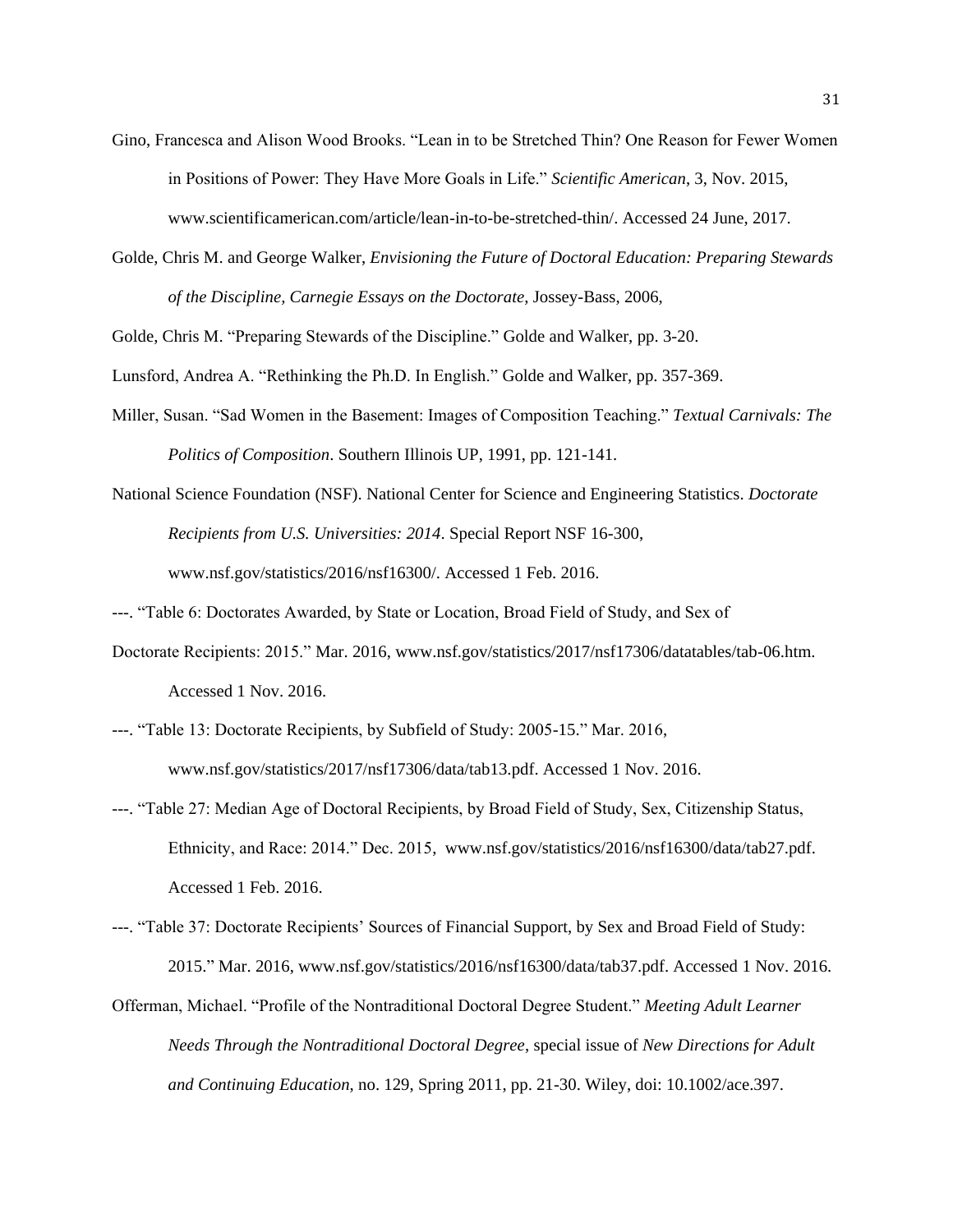Gino, Francesca and Alison Wood Brooks. "Lean in to be Stretched Thin? One Reason for Fewer Women in Positions of Power: They Have More Goals in Life." *Scientific American*, 3, Nov. 2015, www.scientificamerican.com/article/lean-in-to-be-stretched-thin/. Accessed 24 June, 2017.

Golde, Chris M. and George Walker, *Envisioning the Future of Doctoral Education: Preparing Stewards of the Discipline, Carnegie Essays on the Doctorate*, Jossey-Bass, 2006,

Golde, Chris M. "Preparing Stewards of the Discipline." Golde and Walker, pp. 3-20.

Lunsford, Andrea A. "Rethinking the Ph.D. In English." Golde and Walker, pp. 357-369.

Miller, Susan. "Sad Women in the Basement: Images of Composition Teaching." *Textual Carnivals: The Politics of Composition*. Southern Illinois UP, 1991, pp. 121-141.

National Science Foundation (NSF). National Center for Science and Engineering Statistics. *Doctorate Recipients from U.S. Universities: 2014*. Special Report NSF 16-300, www.nsf.gov/statistics/2016/nsf16300/. Accessed 1 Feb. 2016.

---. "Table 6: Doctorates Awarded, by State or Location, Broad Field of Study, and Sex of Doctorate Recipients: 2015." Mar. 2016, www.nsf.gov/statistics/2017/nsf17306/datatables/tab-06.htm. Accessed 1 Nov. 2016.

---. "Table 13: Doctorate Recipients, by Subfield of Study: 2005-15." Mar. 2016, www.nsf.gov/statistics/2017/nsf17306/data/tab13.pdf. Accessed 1 Nov. 2016.

---. "Table 27: Median Age of Doctoral Recipients, by Broad Field of Study, Sex, Citizenship Status, Ethnicity, and Race: 2014." Dec. 2015, www.nsf.gov/statistics/2016/nsf16300/data/tab27.pdf. Accessed 1 Feb. 2016.

---. "Table 37: Doctorate Recipients' Sources of Financial Support, by Sex and Broad Field of Study: 2015." Mar. 2016, www.nsf.gov/statistics/2016/nsf16300/data/tab37.pdf. Accessed 1 Nov. 2016.

Offerman, Michael. "Profile of the Nontraditional Doctoral Degree Student." *Meeting Adult Learner Needs Through the Nontraditional Doctoral Degree*, special issue of *New Directions for Adult and Continuing Education*, no. 129, Spring 2011, pp. 21-30. Wiley, doi: 10.1002/ace.397.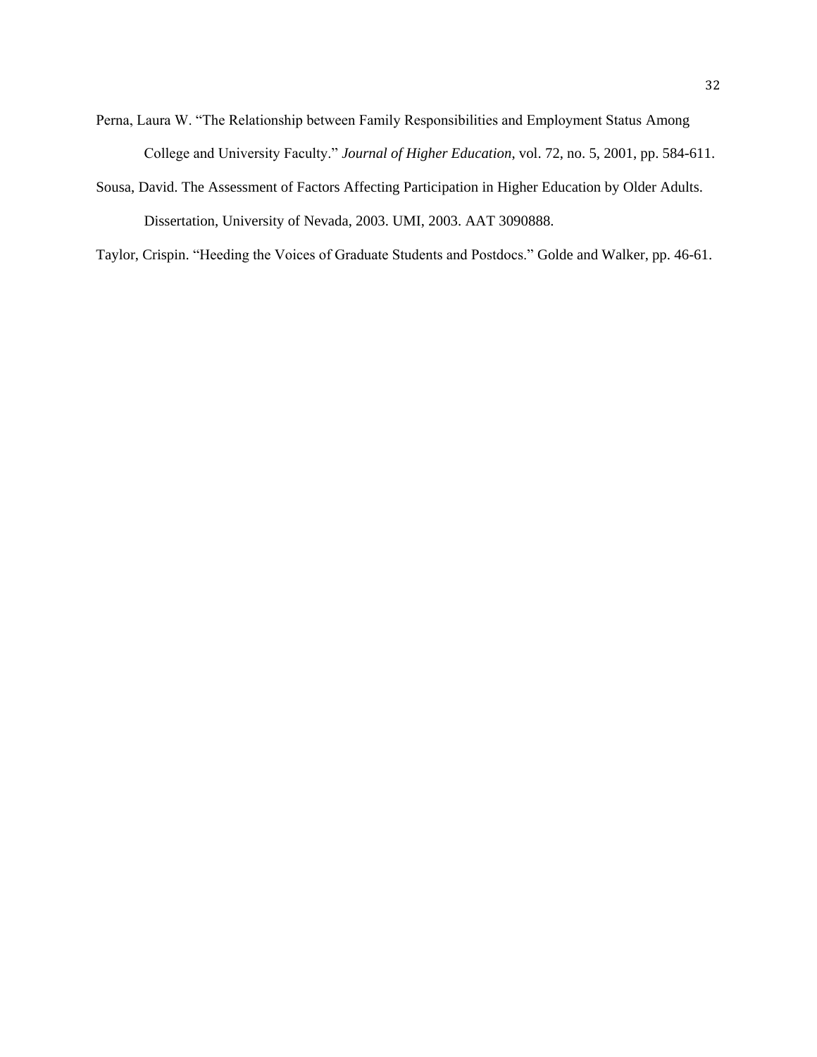Perna, Laura W. “The Relationship between Family Responsibilities and Employment Status Among College and University Faculty.” *Journal of Higher Education*, vol. 72, no. 5, 2001, pp. 584-611.

Sousa, David. The Assessment of Factors Affecting Participation in Higher Education by Older Adults. Dissertation, University of Nevada, 2003. UMI, 2003. AAT 3090888.

Taylor, Crispin. “Heeding the Voices of Graduate Students and Postdocs.” Golde and Walker, pp. 46-61.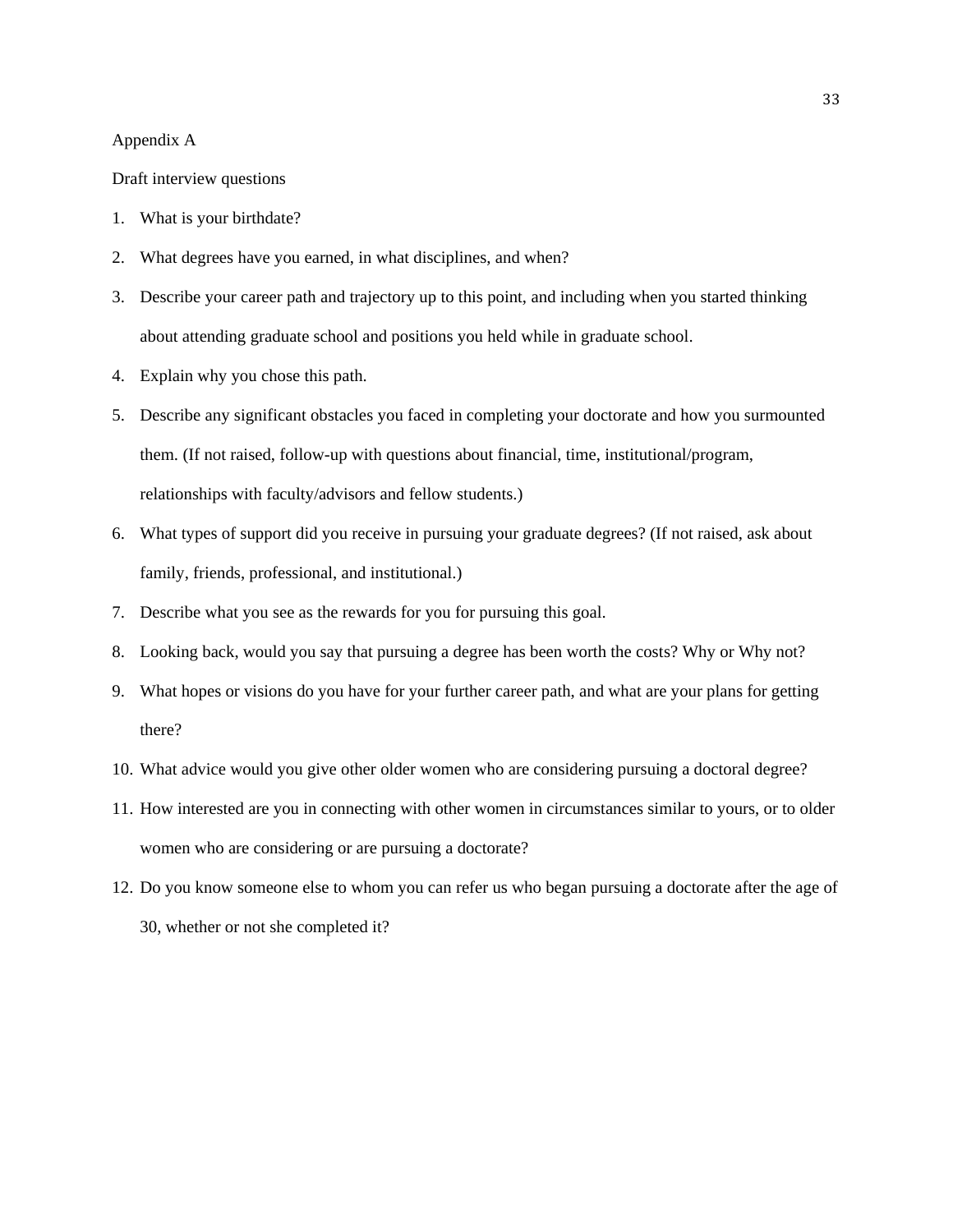# Appendix A

## Draft interview questions

1. What is your birthdate?
2. What degrees have you earned, in what disciplines, and when?
3. Describe your career path and trajectory up to this point, and including when you started thinking about attending graduate school and positions you held while in graduate school.
4. Explain why you chose this path.
5. Describe any significant obstacles you faced in completing your doctorate and how you surmounted them. (If not raised, follow-up with questions about financial, time, institutional/program, relationships with faculty/advisors and fellow students.)
6. What types of support did you receive in pursuing your graduate degrees? (If not raised, ask about family, friends, professional, and institutional.)
7. Describe what you see as the rewards for you for pursuing this goal.
8. Looking back, would you say that pursuing a degree has been worth the costs? Why or Why not?
9. What hopes or visions do you have for your further career path, and what are your plans for getting there?
10. What advice would you give other older women who are considering pursuing a doctoral degree?
11. How interested are you in connecting with other women in circumstances similar to yours, or to older women who are considering or are pursuing a doctorate?
12. Do you know someone else to whom you can refer us who began pursuing a doctorate after the age of 30, whether or not she completed it?